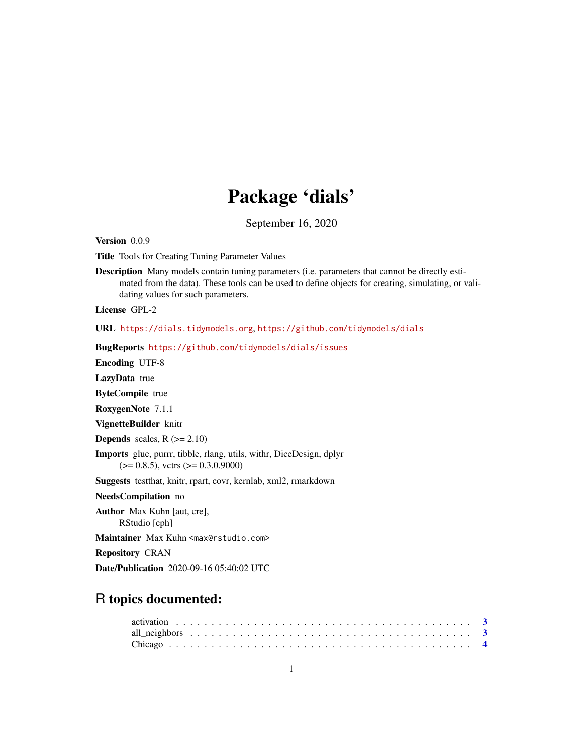# Package 'dials'

September 16, 2020

**Version** 0.0.9

**Title** Tools for Creating Tuning Parameter Values

**Description** Many models contain tuning parameters (i.e. parameters that cannot be directly estimated from the data). These tools can be used to define objects for creating, simulating, or validating values for such parameters.

**License** GPL-2

**URL** https://dials.tidymodels.org, https://github.com/tidymodels/dials

**BugReports** https://github.com/tidymodels/dials/issues

**Encoding** UTF-8

**LazyData** true

**ByteCompile** true

**RoxygenNote** 7.1.1

**VignetteBuilder** knitr

**Depends** scales, R (>= 2.10)

**Imports** glue, purrr, tibble, rlang, utils, withr, DiceDesign, dplyr (>= 0.8.5), vctrs (>= 0.3.0.9000)

**Suggests** testthat, knitr, rpart, covr, kernlab, xml2, rmarkdown

**NeedsCompilation** no

**Author** Max Kuhn [aut, cre], RStudio [cph]

**Maintainer** Max Kuhn <max@rstudio.com>

**Repository** CRAN

**Date/Publication** 2020-09-16 05:40:02 UTC

## R topics documented:

activation . . . . . . . . . . . . . . . . . . . . . . . . . . . . . . . . . . . . . . . . . . 3
all_neighbors . . . . . . . . . . . . . . . . . . . . . . . . . . . . . . . . . . . . . . . . 3
Chicago . . . . . . . . . . . . . . . . . . . . . . . . . . . . . . . . . . . . . . . . . . . 4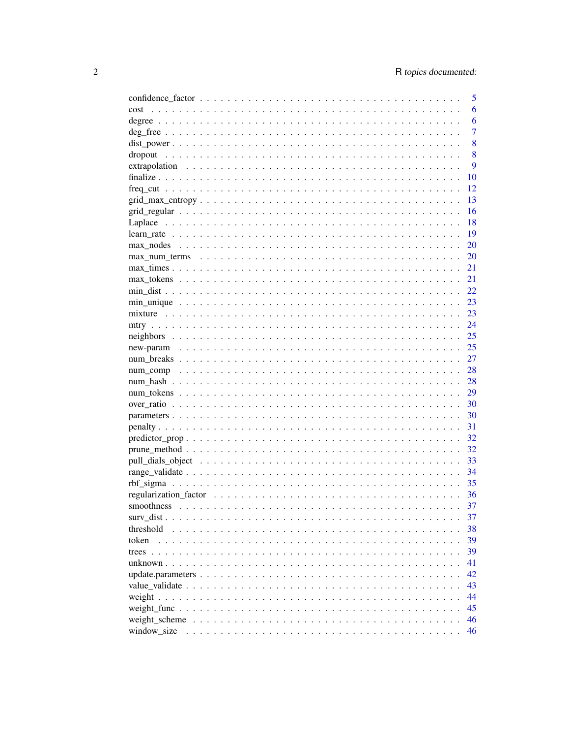| | |
|---|---|
| confidence_factor | 5 |
| cost | 6 |
| degree | 6 |
| deg_free | 7 |
| dist_power | 8 |
| dropout | 8 |
| extrapolation | 9 |
| finalize | 10 |
| freq_cut | 12 |
| grid_max_entropy | 13 |
| grid_regular | 16 |
| Laplace | 18 |
| learn_rate | 19 |
| max_nodes | 20 |
| max_num_terms | 20 |
| max_times | 21 |
| max_tokens | 21 |
| min_dist | 22 |
| min_unique | 23 |
| mixture | 23 |
| mtry | 24 |
| neighbors | 25 |
| new-param | 25 |
| num_breaks | 27 |
| num_comp | 28 |
| num_hash | 28 |
| num_tokens | 29 |
| over_ratio | 30 |
| parameters | 30 |
| penalty | 31 |
| predictor_prop | 32 |
| prune_method | 32 |
| pull_dials_object | 33 |
| range_validate | 34 |
| rbf_sigma | 35 |
| regularization_factor | 36 |
| smoothness | 37 |
| surv_dist | 37 |
| threshold | 38 |
| token | 39 |
| trees | 39 |
| unknown | 41 |
| update.parameters | 42 |
| value_validate | 43 |
| weight | 44 |
| weight_func | 45 |
| weight_scheme | 46 |
| window_size | 46 |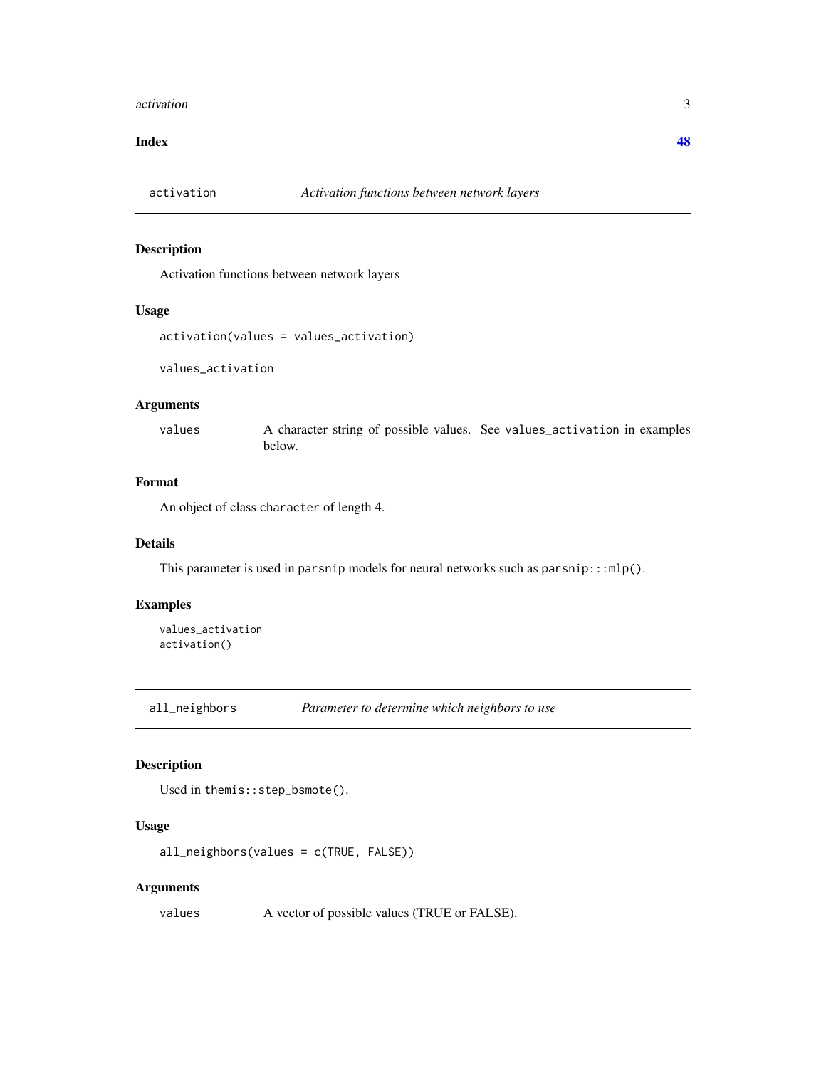Index 48

## activation — *Activation functions between network layers*

### Description

Activation functions between network layers

### Usage

```
activation(values = values_activation)

values_activation
```

### Arguments

| | |
|---|---|
| values | A character string of possible values. See values_activation in examples below. |

### Format

An object of class character of length 4.

### Details

This parameter is used in parsnip models for neural networks such as parsnip:::mlp().

### Examples

```
values_activation
activation()
```

## all_neighbors — *Parameter to determine which neighbors to use*

### Description

Used in themis::step_bsmote().

### Usage

```
all_neighbors(values = c(TRUE, FALSE))
```

### Arguments

| | |
|---|---|
| values | A vector of possible values (TRUE or FALSE). |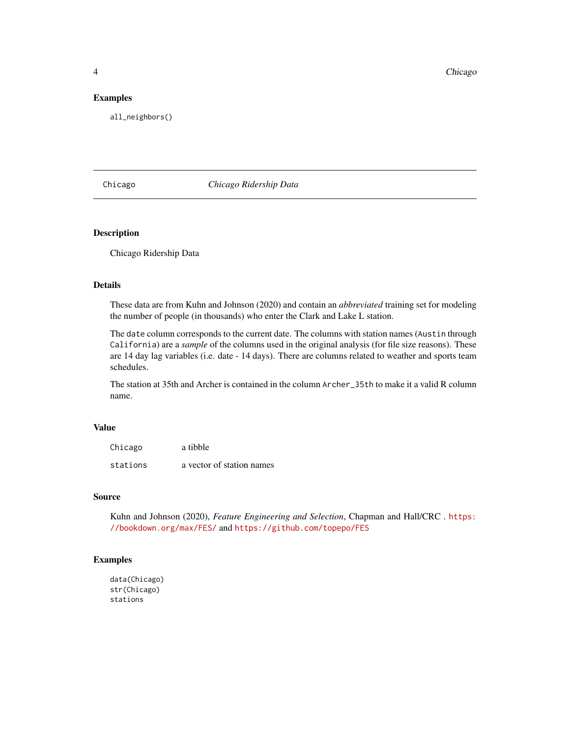### Examples

```
all_neighbors()
```

---

## Chicago — *Chicago Ridership Data*

---

### Description

Chicago Ridership Data

### Details

These data are from Kuhn and Johnson (2020) and contain an *abbreviated* training set for modeling the number of people (in thousands) who enter the Clark and Lake L station.

The `date` column corresponds to the current date. The columns with station names (`Austin` through `California`) are a *sample* of the columns used in the original analysis (for file size reasons). These are 14 day lag variables (i.e. date - 14 days). There are columns related to weather and sports team schedules.

The station at 35th and Archer is contained in the column `Archer_35th` to make it a valid R column name.

### Value

| | |
|---|---|
| `Chicago` | a tibble |
| `stations` | a vector of station names |

### Source

Kuhn and Johnson (2020), *Feature Engineering and Selection*, Chapman and Hall/CRC . https://bookdown.org/max/FES/ and https://github.com/topepo/FES

### Examples

```
data(Chicago)
str(Chicago)
stations
```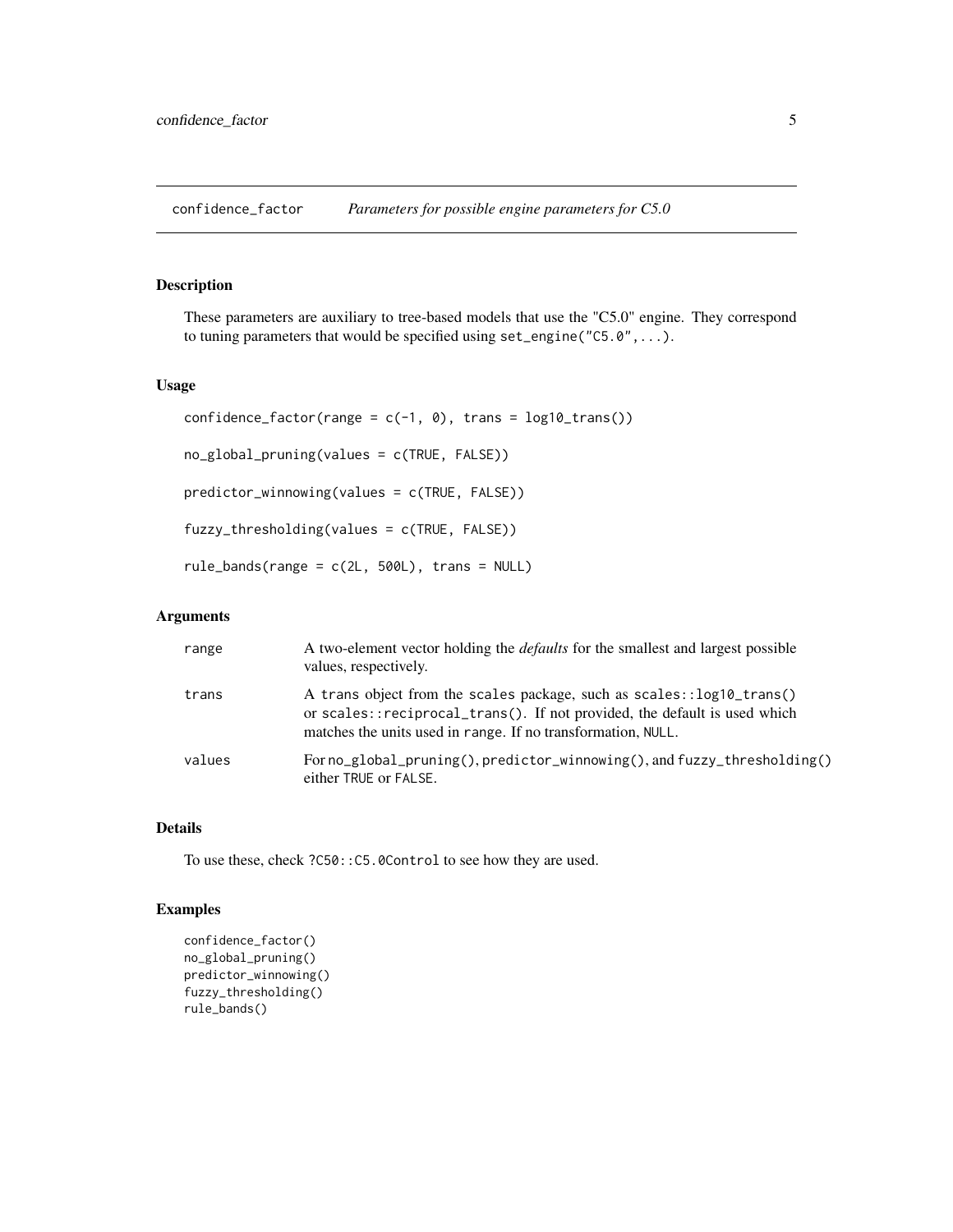## confidence_factor *Parameters for possible engine parameters for C5.0*

### Description

These parameters are auxiliary to tree-based models that use the "C5.0" engine. They correspond to tuning parameters that would be specified using `set_engine("C5.0",...)`.

### Usage

```
confidence_factor(range = c(-1, 0), trans = log10_trans())

no_global_pruning(values = c(TRUE, FALSE))

predictor_winnowing(values = c(TRUE, FALSE))

fuzzy_thresholding(values = c(TRUE, FALSE))

rule_bands(range = c(2L, 500L), trans = NULL)
```

### Arguments

| | |
|---|---|
| `range` | A two-element vector holding the *defaults* for the smallest and largest possible values, respectively. |
| `trans` | A `trans` object from the `scales` package, such as `scales::log10_trans()` or `scales::reciprocal_trans()`. If not provided, the default is used which matches the units used in `range`. If no transformation, `NULL`. |
| `values` | For `no_global_pruning()`, `predictor_winnowing()`, and `fuzzy_thresholding()` either `TRUE` or `FALSE`. |

### Details

To use these, check `?C50::C5.0Control` to see how they are used.

### Examples

```
confidence_factor()
no_global_pruning()
predictor_winnowing()
fuzzy_thresholding()
rule_bands()
```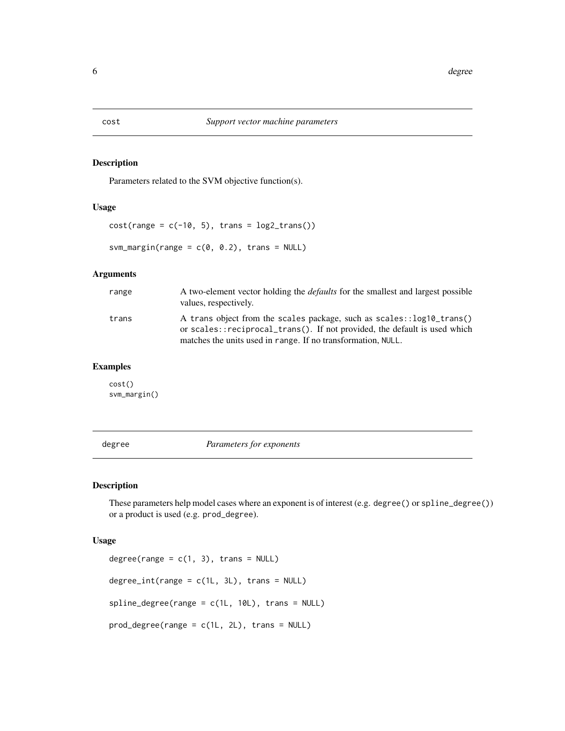## cost    *Support vector machine parameters*

### Description

Parameters related to the SVM objective function(s).

### Usage

```
cost(range = c(-10, 5), trans = log2_trans())

svm_margin(range = c(0, 0.2), trans = NULL)
```

### Arguments

| | |
|---|---|
| range | A two-element vector holding the *defaults* for the smallest and largest possible values, respectively. |
| trans | A trans object from the scales package, such as scales::log10_trans() or scales::reciprocal_trans(). If not provided, the default is used which matches the units used in range. If no transformation, NULL. |

### Examples

```
cost()
svm_margin()
```

## degree    *Parameters for exponents*

### Description

These parameters help model cases where an exponent is of interest (e.g. degree() or spline_degree()) or a product is used (e.g. prod_degree).

### Usage

```
degree(range = c(1, 3), trans = NULL)

degree_int(range = c(1L, 3L), trans = NULL)

spline_degree(range = c(1L, 10L), trans = NULL)

prod_degree(range = c(1L, 2L), trans = NULL)
```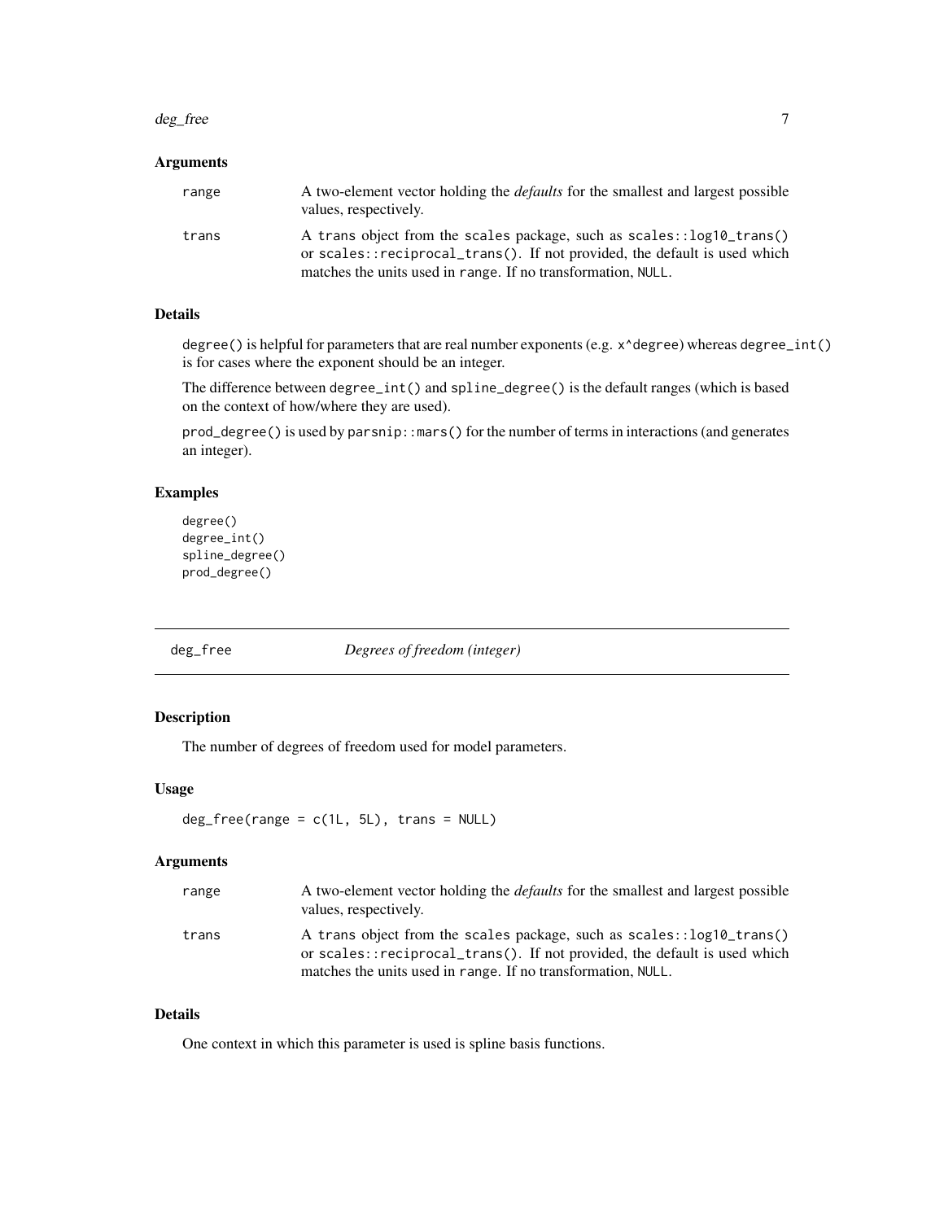### Arguments

| | |
|---|---|
| range | A two-element vector holding the *defaults* for the smallest and largest possible values, respectively. |
| trans | A trans object from the scales package, such as `scales::log10_trans()` or `scales::reciprocal_trans()`. If not provided, the default is used which matches the units used in range. If no transformation, NULL. |

### Details

`degree()` is helpful for parameters that are real number exponents (e.g. `x^degree`) whereas `degree_int()` is for cases where the exponent should be an integer.

The difference between `degree_int()` and `spline_degree()` is the default ranges (which is based on the context of how/where they are used).

`prod_degree()` is used by `parsnip::mars()` for the number of terms in interactions (and generates an integer).

### Examples

```
degree()
degree_int()
spline_degree()
prod_degree()
```

---

## deg_free — *Degrees of freedom (integer)*

### Description

The number of degrees of freedom used for model parameters.

### Usage

```
deg_free(range = c(1L, 5L), trans = NULL)
```

### Arguments

| | |
|---|---|
| range | A two-element vector holding the *defaults* for the smallest and largest possible values, respectively. |
| trans | A trans object from the scales package, such as `scales::log10_trans()` or `scales::reciprocal_trans()`. If not provided, the default is used which matches the units used in range. If no transformation, NULL. |

### Details

One context in which this parameter is used is spline basis functions.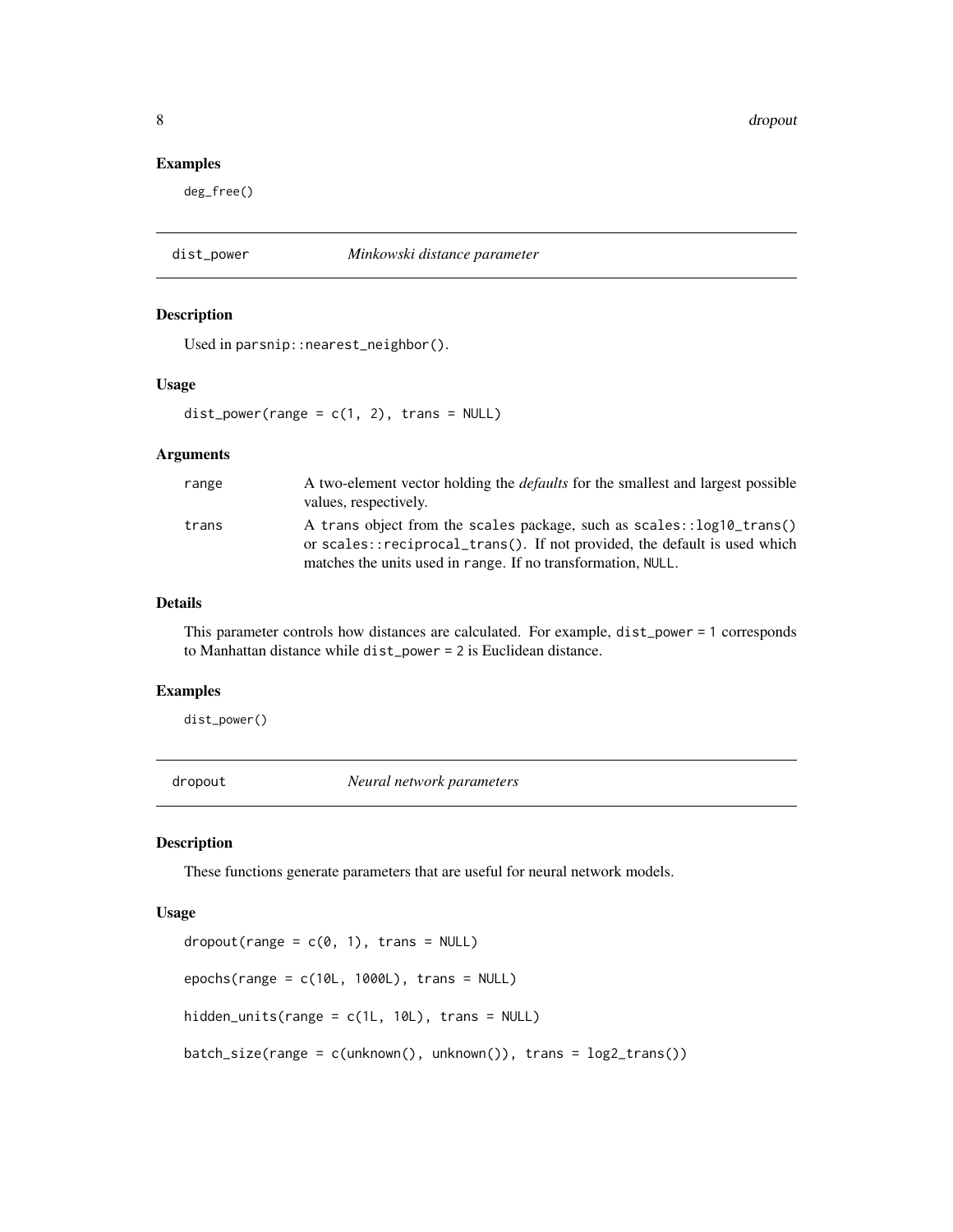## Examples

```
deg_free()
```

---

# dist_power — *Minkowski distance parameter*

### Description

Used in parsnip::nearest_neighbor().

### Usage

```
dist_power(range = c(1, 2), trans = NULL)
```

### Arguments

| | |
|---|---|
| range | A two-element vector holding the *defaults* for the smallest and largest possible values, respectively. |
| trans | A trans object from the scales package, such as scales::log10_trans() or scales::reciprocal_trans(). If not provided, the default is used which matches the units used in range. If no transformation, NULL. |

### Details

This parameter controls how distances are calculated. For example, dist_power = 1 corresponds to Manhattan distance while dist_power = 2 is Euclidean distance.

### Examples

```
dist_power()
```

---

# dropout — *Neural network parameters*

### Description

These functions generate parameters that are useful for neural network models.

### Usage

```
dropout(range = c(0, 1), trans = NULL)

epochs(range = c(10L, 1000L), trans = NULL)

hidden_units(range = c(1L, 10L), trans = NULL)

batch_size(range = c(unknown(), unknown()), trans = log2_trans())
```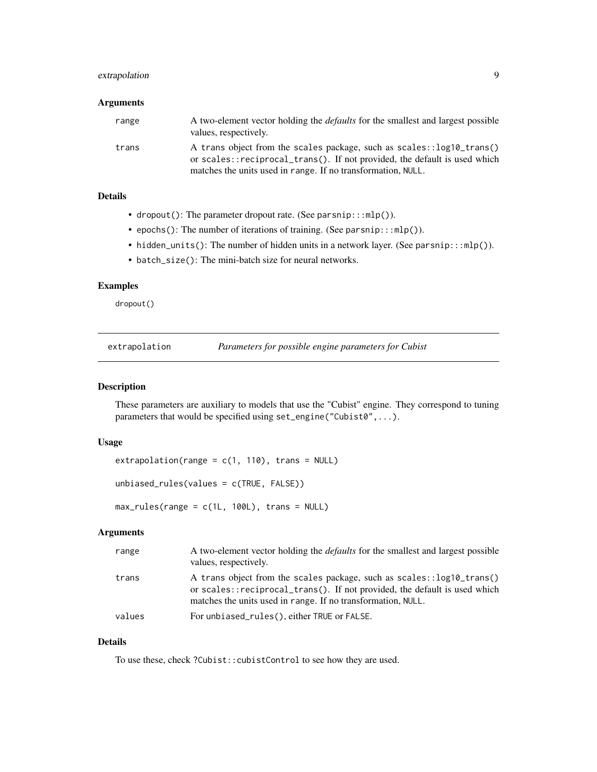### Arguments

| | |
|---|---|
| range | A two-element vector holding the *defaults* for the smallest and largest possible values, respectively. |
| trans | A trans object from the scales package, such as `scales::log10_trans()` or `scales::reciprocal_trans()`. If not provided, the default is used which matches the units used in range. If no transformation, NULL. |

### Details

- `dropout()`: The parameter dropout rate. (See `parsnip:::mlp()`).
- `epochs()`: The number of iterations of training. (See `parsnip:::mlp()`).
- `hidden_units()`: The number of hidden units in a network layer. (See `parsnip:::mlp()`).
- `batch_size()`: The mini-batch size for neural networks.

### Examples

```
dropout()
```

## extrapolation — *Parameters for possible engine parameters for Cubist*

### Description

These parameters are auxiliary to models that use the "Cubist" engine. They correspond to tuning parameters that would be specified using `set_engine("Cubist0",...)`.

### Usage

```
extrapolation(range = c(1, 110), trans = NULL)

unbiased_rules(values = c(TRUE, FALSE))

max_rules(range = c(1L, 100L), trans = NULL)
```

### Arguments

| | |
|---|---|
| range | A two-element vector holding the *defaults* for the smallest and largest possible values, respectively. |
| trans | A trans object from the scales package, such as `scales::log10_trans()` or `scales::reciprocal_trans()`. If not provided, the default is used which matches the units used in range. If no transformation, NULL. |
| values | For `unbiased_rules()`, either TRUE or FALSE. |

### Details

To use these, check `?Cubist::cubistControl` to see how they are used.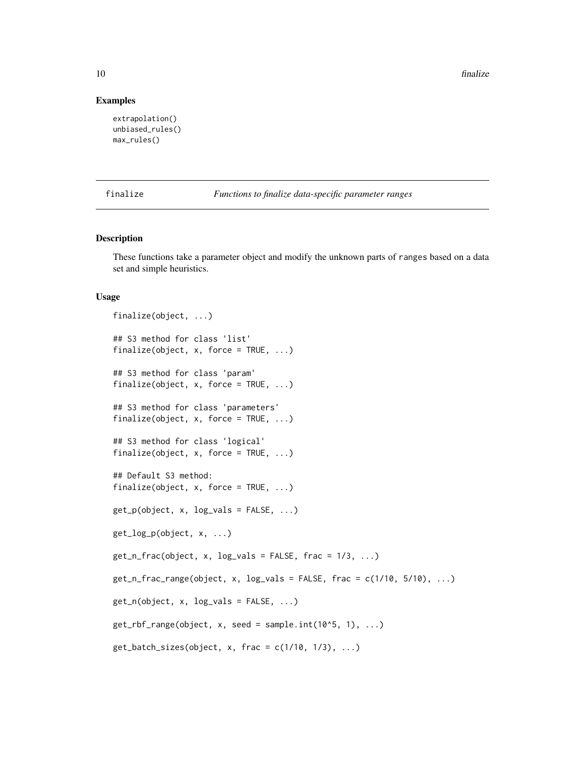## Examples

```
extrapolation()
unbiased_rules()
max_rules()
```

---

# finalize — *Functions to finalize data-specific parameter ranges*

---

## Description

These functions take a parameter object and modify the unknown parts of `ranges` based on a data set and simple heuristics.

## Usage

```
finalize(object, ...)

## S3 method for class 'list'
finalize(object, x, force = TRUE, ...)

## S3 method for class 'param'
finalize(object, x, force = TRUE, ...)

## S3 method for class 'parameters'
finalize(object, x, force = TRUE, ...)

## S3 method for class 'logical'
finalize(object, x, force = TRUE, ...)

## Default S3 method:
finalize(object, x, force = TRUE, ...)

get_p(object, x, log_vals = FALSE, ...)

get_log_p(object, x, ...)

get_n_frac(object, x, log_vals = FALSE, frac = 1/3, ...)

get_n_frac_range(object, x, log_vals = FALSE, frac = c(1/10, 5/10), ...)

get_n(object, x, log_vals = FALSE, ...)

get_rbf_range(object, x, seed = sample.int(10^5, 1), ...)

get_batch_sizes(object, x, frac = c(1/10, 1/3), ...)
```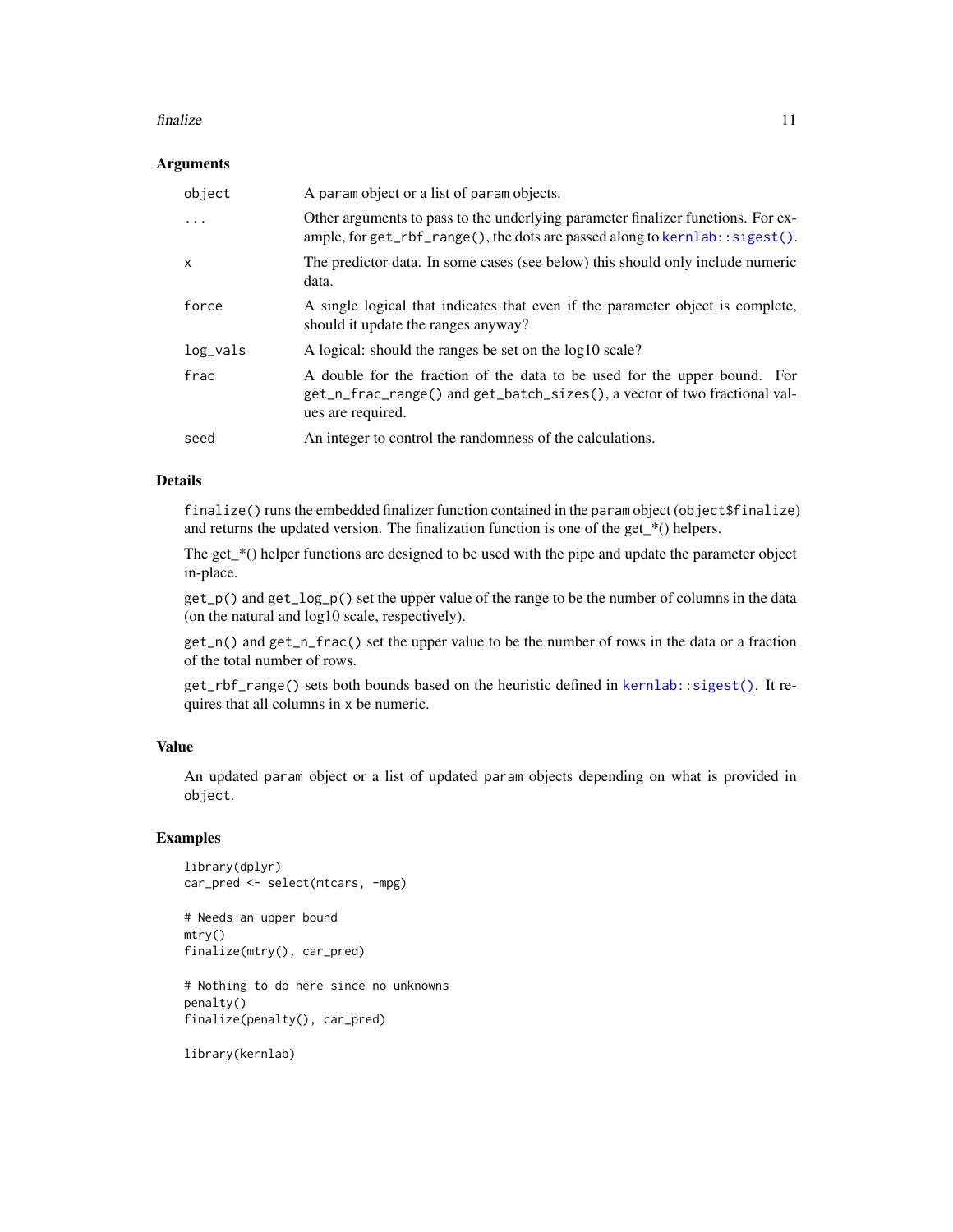### Arguments

| | |
|---|---|
| `object` | A `param` object or a list of `param` objects. |
| `...` | Other arguments to pass to the underlying parameter finalizer functions. For example, for `get_rbf_range()`, the dots are passed along to `kernlab::sigest()`. |
| `x` | The predictor data. In some cases (see below) this should only include numeric data. |
| `force` | A single logical that indicates that even if the parameter object is complete, should it update the ranges anyway? |
| `log_vals` | A logical: should the ranges be set on the log10 scale? |
| `frac` | A double for the fraction of the data to be used for the upper bound. For `get_n_frac_range()` and `get_batch_sizes()`, a vector of two fractional values are required. |
| `seed` | An integer to control the randomness of the calculations. |

### Details

`finalize()` runs the embedded finalizer function contained in the `param` object (`object$finalize`) and returns the updated version. The finalization function is one of the get_*() helpers.

The get_*() helper functions are designed to be used with the pipe and update the parameter object in-place.

`get_p()` and `get_log_p()` set the upper value of the range to be the number of columns in the data (on the natural and log10 scale, respectively).

`get_n()` and `get_n_frac()` set the upper value to be the number of rows in the data or a fraction of the total number of rows.

`get_rbf_range()` sets both bounds based on the heuristic defined in `kernlab::sigest()`. It requires that all columns in `x` be numeric.

### Value

An updated `param` object or a list of updated `param` objects depending on what is provided in `object`.

### Examples

```
library(dplyr)
car_pred <- select(mtcars, -mpg)

# Needs an upper bound
mtry()
finalize(mtry(), car_pred)

# Nothing to do here since no unknowns
penalty()
finalize(penalty(), car_pred)

library(kernlab)
```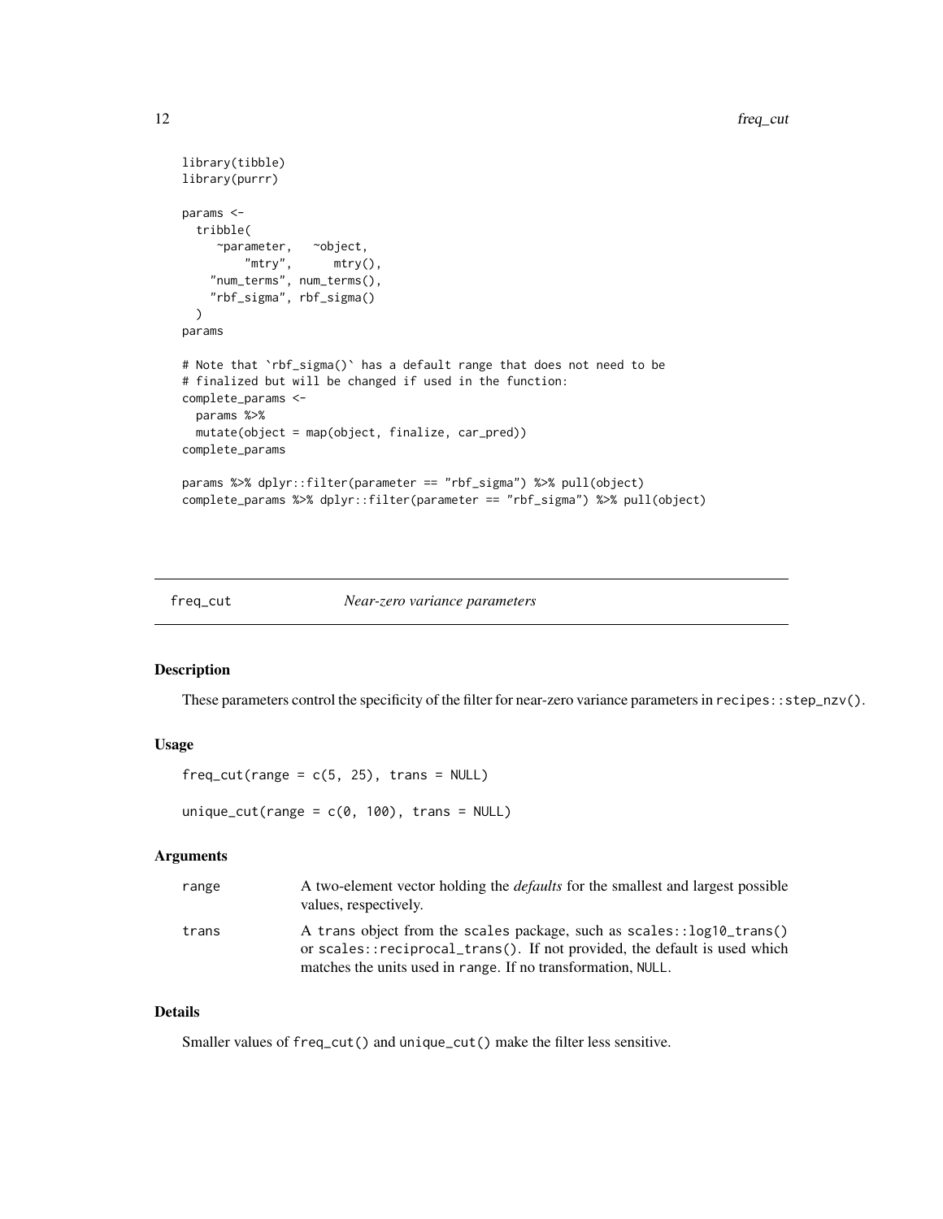```
library(tibble)
library(purrr)

params <-
  tribble(
     ~parameter,   ~object,
         "mtry",      mtry(),
    "num_terms", num_terms(),
    "rbf_sigma", rbf_sigma()
  )
params

# Note that `rbf_sigma()` has a default range that does not need to be
# finalized but will be changed if used in the function:
complete_params <-
  params %>%
  mutate(object = map(object, finalize, car_pred))
complete_params

params %>% dplyr::filter(parameter == "rbf_sigma") %>% pull(object)
complete_params %>% dplyr::filter(parameter == "rbf_sigma") %>% pull(object)
```

---

## freq_cut — *Near-zero variance parameters*

### Description

These parameters control the specificity of the filter for near-zero variance parameters in `recipes::step_nzv()`.

### Usage

```
freq_cut(range = c(5, 25), trans = NULL)

unique_cut(range = c(0, 100), trans = NULL)
```

### Arguments

| | |
|---|---|
| `range` | A two-element vector holding the *defaults* for the smallest and largest possible values, respectively. |
| `trans` | A `trans` object from the `scales` package, such as `scales::log10_trans()` or `scales::reciprocal_trans()`. If not provided, the default is used which matches the units used in `range`. If no transformation, `NULL`. |

### Details

Smaller values of `freq_cut()` and `unique_cut()` make the filter less sensitive.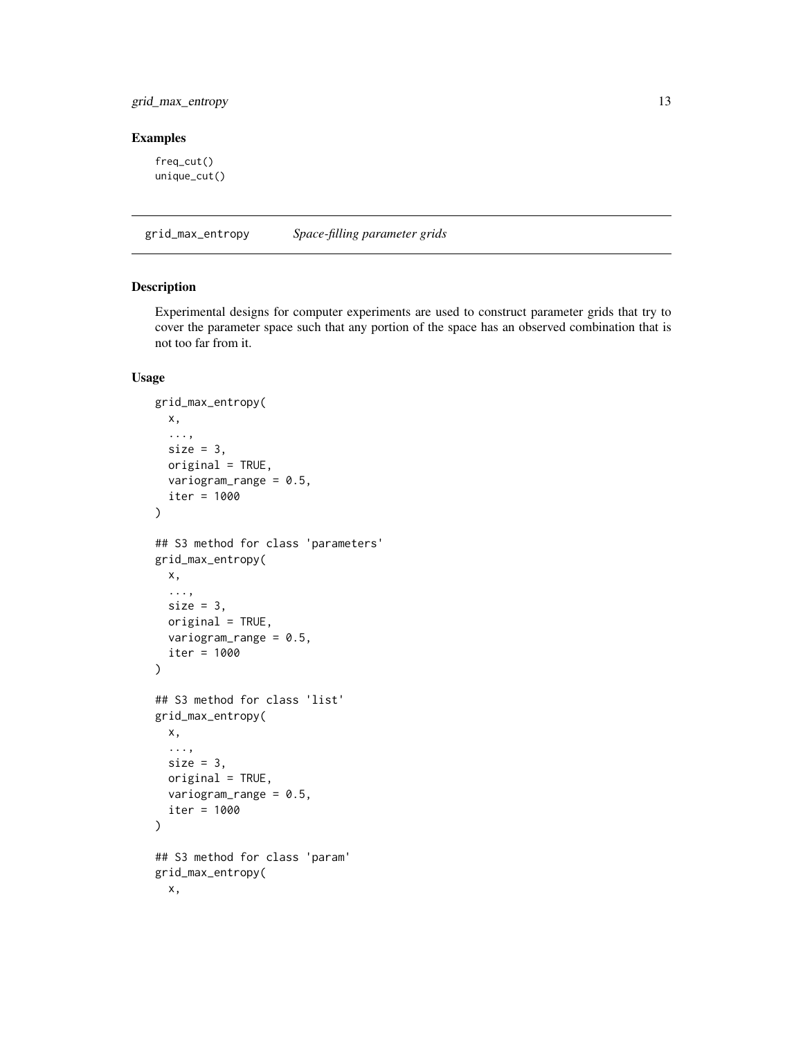### Examples

```
freq_cut()
unique_cut()
```

## grid_max_entropy *Space-filling parameter grids*

### Description

Experimental designs for computer experiments are used to construct parameter grids that try to cover the parameter space such that any portion of the space has an observed combination that is not too far from it.

### Usage

```
grid_max_entropy(
  x,
  ...,
  size = 3,
  original = TRUE,
  variogram_range = 0.5,
  iter = 1000
)

## S3 method for class 'parameters'
grid_max_entropy(
  x,
  ...,
  size = 3,
  original = TRUE,
  variogram_range = 0.5,
  iter = 1000
)

## S3 method for class 'list'
grid_max_entropy(
  x,
  ...,
  size = 3,
  original = TRUE,
  variogram_range = 0.5,
  iter = 1000
)

## S3 method for class 'param'
grid_max_entropy(
  x,
```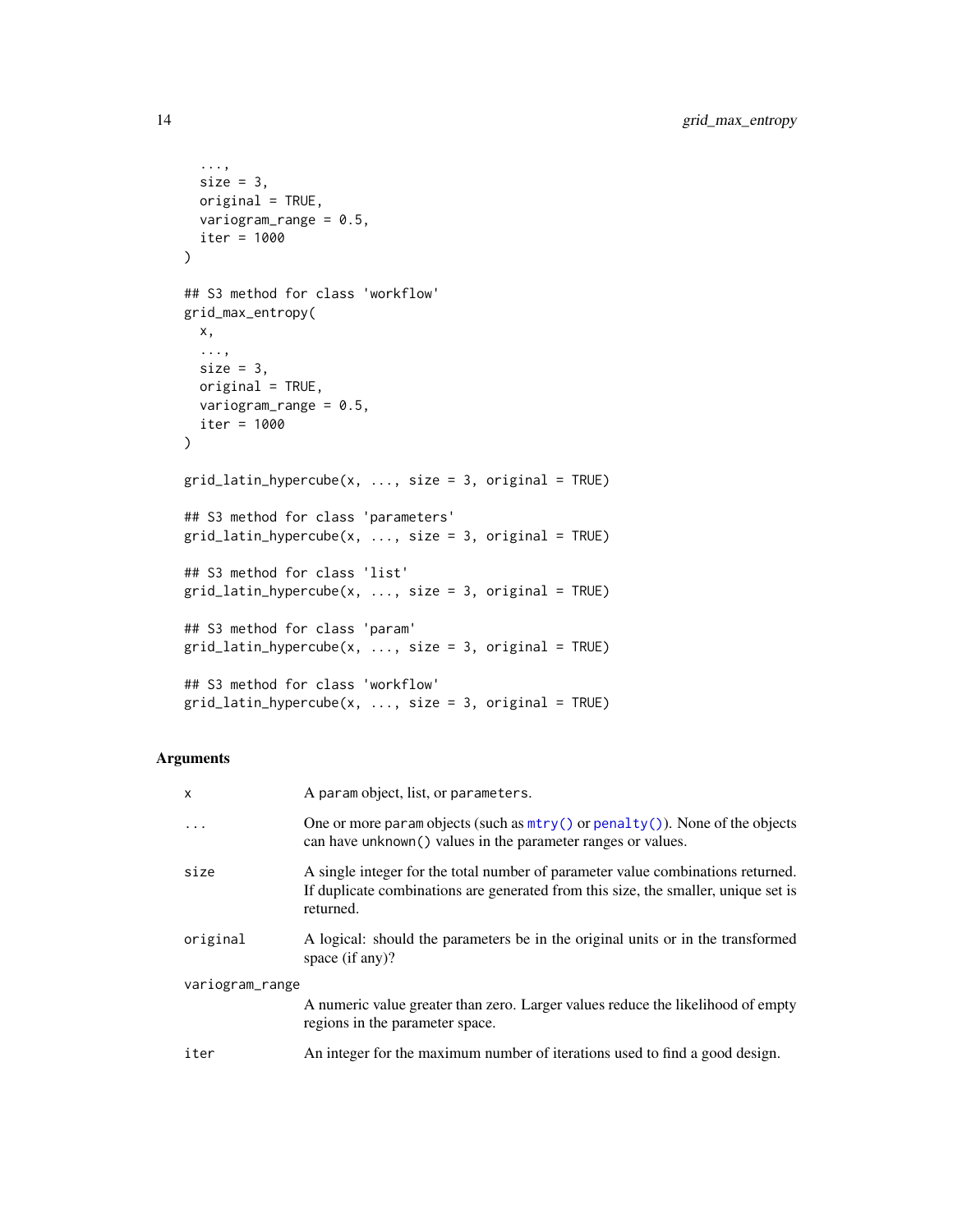```
  ...,
  size = 3,
  original = TRUE,
  variogram_range = 0.5,
  iter = 1000
)

## S3 method for class 'workflow'
grid_max_entropy(
  x,
  ...,
  size = 3,
  original = TRUE,
  variogram_range = 0.5,
  iter = 1000
)

grid_latin_hypercube(x, ..., size = 3, original = TRUE)

## S3 method for class 'parameters'
grid_latin_hypercube(x, ..., size = 3, original = TRUE)

## S3 method for class 'list'
grid_latin_hypercube(x, ..., size = 3, original = TRUE)

## S3 method for class 'param'
grid_latin_hypercube(x, ..., size = 3, original = TRUE)

## S3 method for class 'workflow'
grid_latin_hypercube(x, ..., size = 3, original = TRUE)
```

## Arguments

| | |
|---|---|
| `x` | A `param` object, list, or `parameters`. |
| `...` | One or more `param` objects (such as `mtry()` or `penalty()`). None of the objects can have `unknown()` values in the parameter ranges or values. |
| `size` | A single integer for the total number of parameter value combinations returned. If duplicate combinations are generated from this size, the smaller, unique set is returned. |
| `original` | A logical: should the parameters be in the original units or in the transformed space (if any)? |
| `variogram_range` | A numeric value greater than zero. Larger values reduce the likelihood of empty regions in the parameter space. |
| `iter` | An integer for the maximum number of iterations used to find a good design. |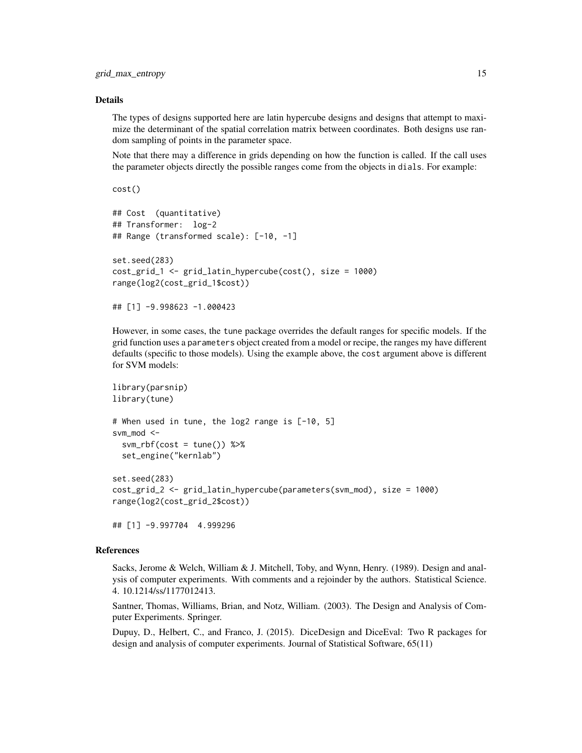## Details

The types of designs supported here are latin hypercube designs and designs that attempt to maximize the determinant of the spatial correlation matrix between coordinates. Both designs use random sampling of points in the parameter space.

Note that there may a difference in grids depending on how the function is called. If the call uses the parameter objects directly the possible ranges come from the objects in `dials`. For example:

```
cost()

## Cost  (quantitative)
## Transformer:  log-2
## Range (transformed scale): [-10, -1]

set.seed(283)
cost_grid_1 <- grid_latin_hypercube(cost(), size = 1000)
range(log2(cost_grid_1$cost))

## [1] -9.998623 -1.000423
```

However, in some cases, the `tune` package overrides the default ranges for specific models. If the grid function uses a `parameters` object created from a model or recipe, the ranges my have different defaults (specific to those models). Using the example above, the `cost` argument above is different for SVM models:

```
library(parsnip)
library(tune)

# When used in tune, the log2 range is [-10, 5]
svm_mod <-
  svm_rbf(cost = tune()) %>%
  set_engine("kernlab")

set.seed(283)
cost_grid_2 <- grid_latin_hypercube(parameters(svm_mod), size = 1000)
range(log2(cost_grid_2$cost))

## [1] -9.997704  4.999296
```

## References

Sacks, Jerome & Welch, William & J. Mitchell, Toby, and Wynn, Henry. (1989). Design and analysis of computer experiments. With comments and a rejoinder by the authors. Statistical Science. 4. 10.1214/ss/1177012413.

Santner, Thomas, Williams, Brian, and Notz, William. (2003). The Design and Analysis of Computer Experiments. Springer.

Dupuy, D., Helbert, C., and Franco, J. (2015). DiceDesign and DiceEval: Two R packages for design and analysis of computer experiments. Journal of Statistical Software, 65(11)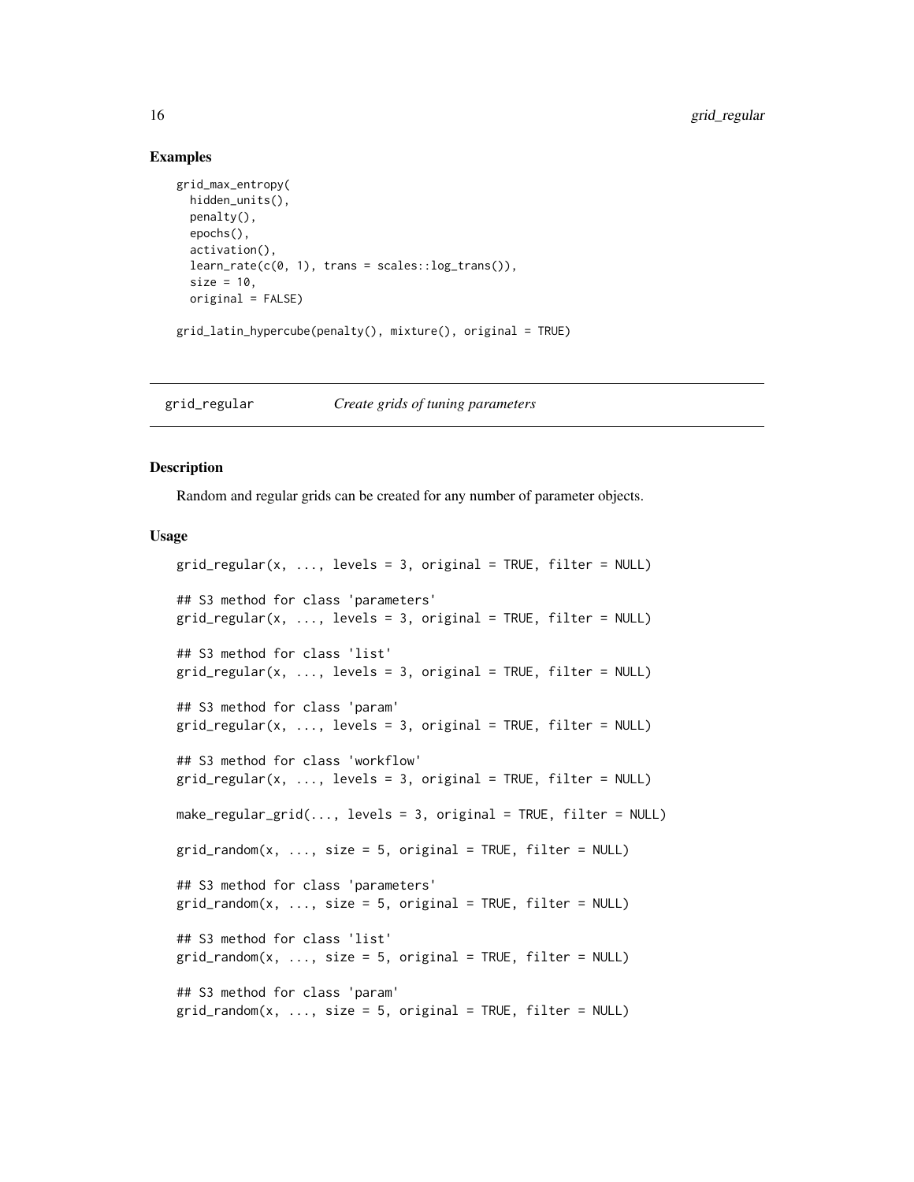## Examples

```
grid_max_entropy(
  hidden_units(),
  penalty(),
  epochs(),
  activation(),
  learn_rate(c(0, 1), trans = scales::log_trans()),
  size = 10,
  original = FALSE)

grid_latin_hypercube(penalty(), mixture(), original = TRUE)
```

---

# grid_regular — *Create grids of tuning parameters*

## Description

Random and regular grids can be created for any number of parameter objects.

## Usage

```
grid_regular(x, ..., levels = 3, original = TRUE, filter = NULL)

## S3 method for class 'parameters'
grid_regular(x, ..., levels = 3, original = TRUE, filter = NULL)

## S3 method for class 'list'
grid_regular(x, ..., levels = 3, original = TRUE, filter = NULL)

## S3 method for class 'param'
grid_regular(x, ..., levels = 3, original = TRUE, filter = NULL)

## S3 method for class 'workflow'
grid_regular(x, ..., levels = 3, original = TRUE, filter = NULL)

make_regular_grid(..., levels = 3, original = TRUE, filter = NULL)

grid_random(x, ..., size = 5, original = TRUE, filter = NULL)

## S3 method for class 'parameters'
grid_random(x, ..., size = 5, original = TRUE, filter = NULL)

## S3 method for class 'list'
grid_random(x, ..., size = 5, original = TRUE, filter = NULL)

## S3 method for class 'param'
grid_random(x, ..., size = 5, original = TRUE, filter = NULL)
```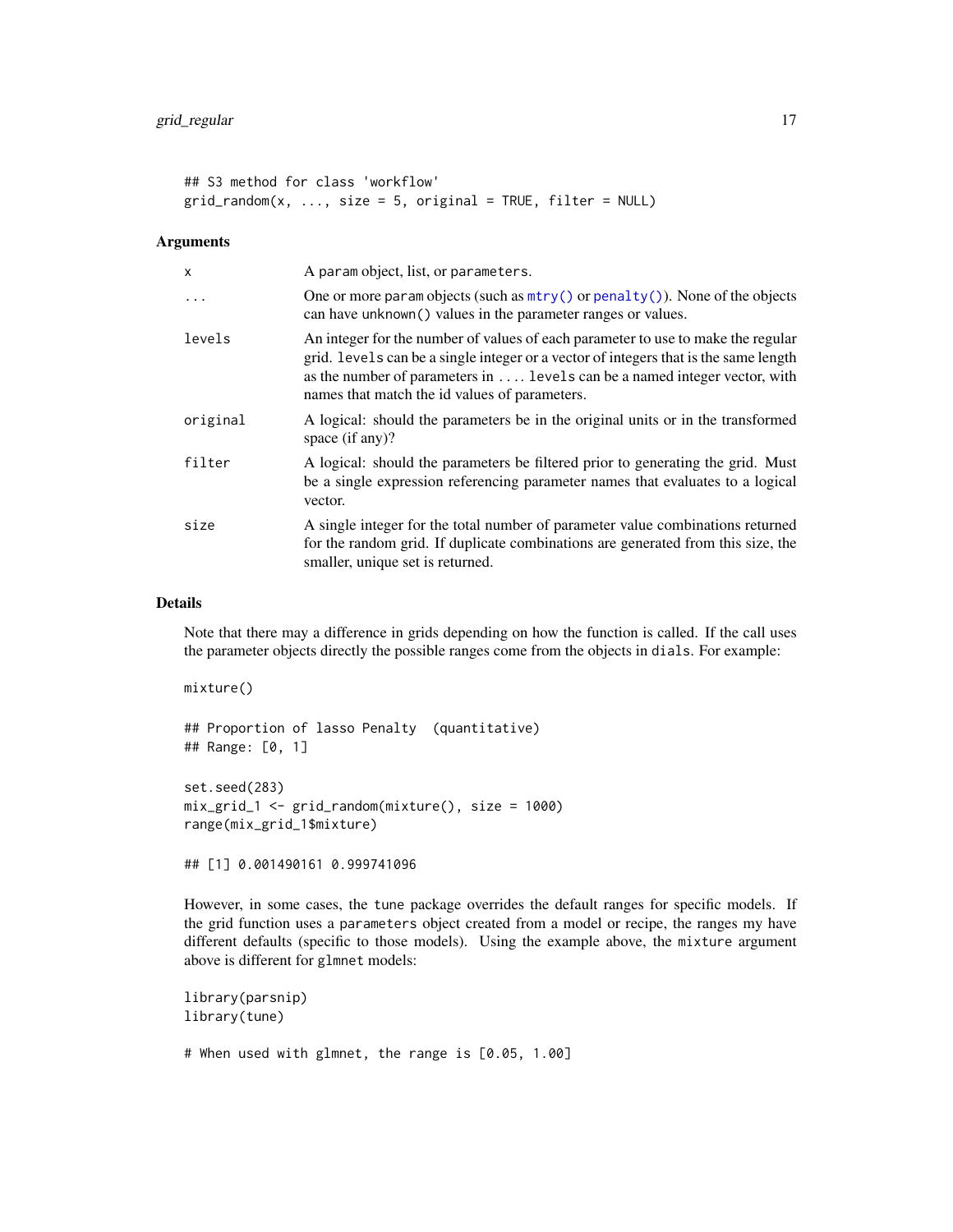```
## S3 method for class 'workflow'
grid_random(x, ..., size = 5, original = TRUE, filter = NULL)
```

### Arguments

| | |
|---|---|
| x | A param object, list, or parameters. |
| ... | One or more param objects (such as mtry() or penalty()). None of the objects can have unknown() values in the parameter ranges or values. |
| levels | An integer for the number of values of each parameter to use to make the regular grid. levels can be a single integer or a vector of integers that is the same length as the number of parameters in .... levels can be a named integer vector, with names that match the id values of parameters. |
| original | A logical: should the parameters be in the original units or in the transformed space (if any)? |
| filter | A logical: should the parameters be filtered prior to generating the grid. Must be a single expression referencing parameter names that evaluates to a logical vector. |
| size | A single integer for the total number of parameter value combinations returned for the random grid. If duplicate combinations are generated from this size, the smaller, unique set is returned. |

### Details

Note that there may a difference in grids depending on how the function is called. If the call uses the parameter objects directly the possible ranges come from the objects in dials. For example:

```
mixture()

## Proportion of lasso Penalty  (quantitative)
## Range: [0, 1]

set.seed(283)
mix_grid_1 <- grid_random(mixture(), size = 1000)
range(mix_grid_1$mixture)

## [1] 0.001490161 0.999741096
```

However, in some cases, the tune package overrides the default ranges for specific models. If the grid function uses a parameters object created from a model or recipe, the ranges my have different defaults (specific to those models). Using the example above, the mixture argument above is different for glmnet models:

```
library(parsnip)
library(tune)

# When used with glmnet, the range is [0.05, 1.00]
```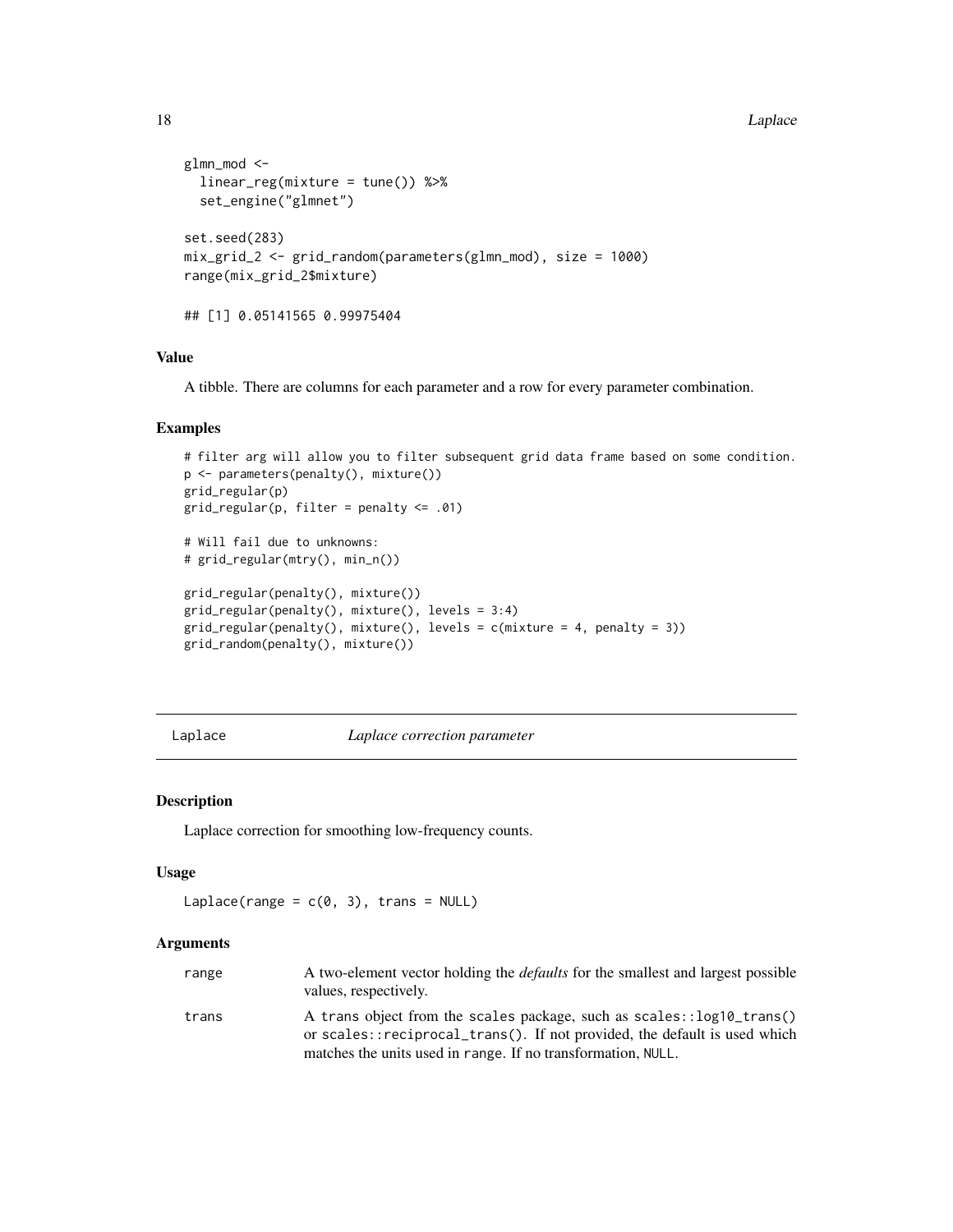```
glmn_mod <-
  linear_reg(mixture = tune()) %>%
  set_engine("glmnet")

set.seed(283)
mix_grid_2 <- grid_random(parameters(glmn_mod), size = 1000)
range(mix_grid_2$mixture)

## [1] 0.05141565 0.99975404
```

### Value

A tibble. There are columns for each parameter and a row for every parameter combination.

### Examples

```
# filter arg will allow you to filter subsequent grid data frame based on some condition.
p <- parameters(penalty(), mixture())
grid_regular(p)
grid_regular(p, filter = penalty <= .01)

# Will fail due to unknowns:
# grid_regular(mtry(), min_n())

grid_regular(penalty(), mixture())
grid_regular(penalty(), mixture(), levels = 3:4)
grid_regular(penalty(), mixture(), levels = c(mixture = 4, penalty = 3))
grid_random(penalty(), mixture())
```

---

## Laplace — *Laplace correction parameter*

### Description

Laplace correction for smoothing low-frequency counts.

### Usage

```
Laplace(range = c(0, 3), trans = NULL)
```

### Arguments

| | |
|---|---|
| range | A two-element vector holding the *defaults* for the smallest and largest possible values, respectively. |
| trans | A trans object from the scales package, such as scales::log10_trans() or scales::reciprocal_trans(). If not provided, the default is used which matches the units used in range. If no transformation, NULL. |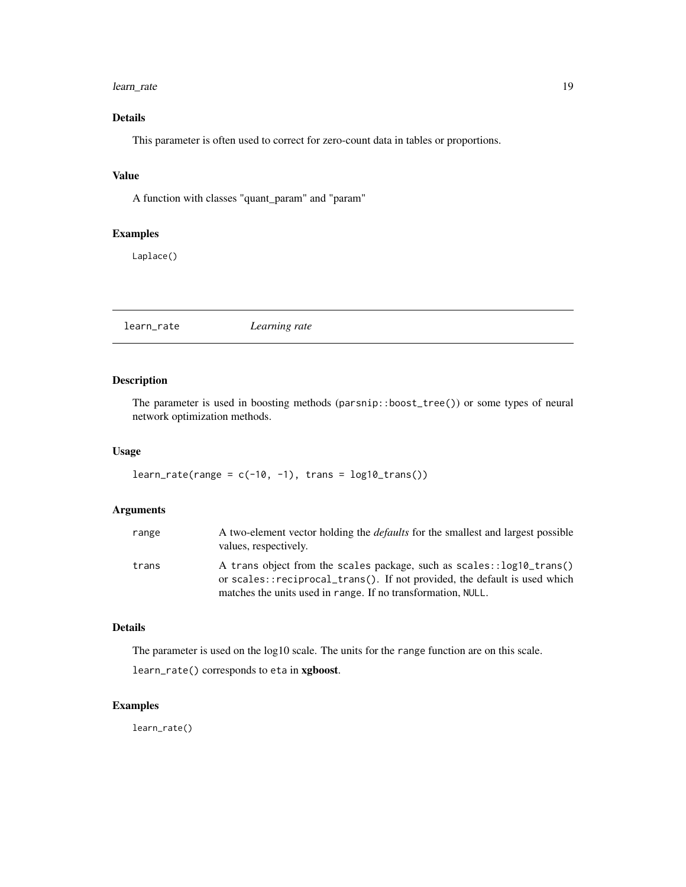### Details

This parameter is often used to correct for zero-count data in tables or proportions.

### Value

A function with classes "quant_param" and "param"

### Examples

```
Laplace()
```

---

## learn_rate — *Learning rate*

---

### Description

The parameter is used in boosting methods (`parsnip::boost_tree()`) or some types of neural network optimization methods.

### Usage

```
learn_rate(range = c(-10, -1), trans = log10_trans())
```

### Arguments

| | |
|---|---|
| `range` | A two-element vector holding the *defaults* for the smallest and largest possible values, respectively. |
| `trans` | A `trans` object from the `scales` package, such as `scales::log10_trans()` or `scales::reciprocal_trans()`. If not provided, the default is used which matches the units used in `range`. If no transformation, `NULL`. |

### Details

The parameter is used on the log10 scale. The units for the `range` function are on this scale.

`learn_rate()` corresponds to `eta` in **xgboost**.

### Examples

```
learn_rate()
```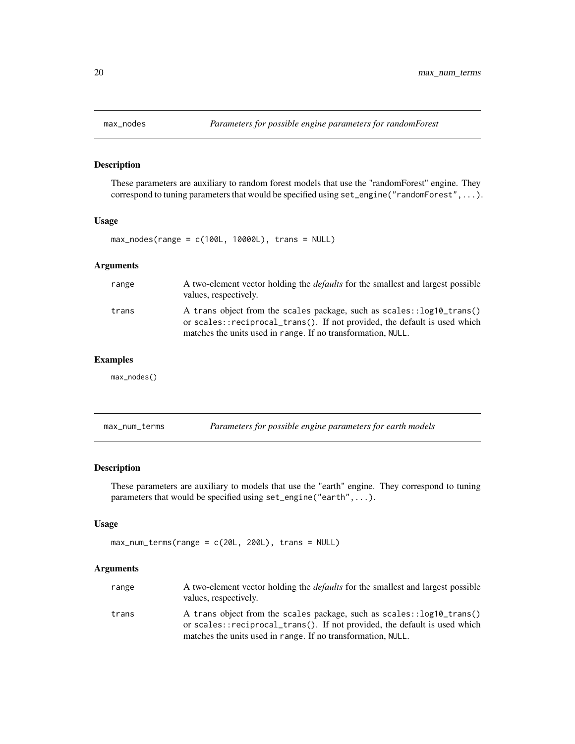## max_nodes — *Parameters for possible engine parameters for randomForest*

### Description

These parameters are auxiliary to random forest models that use the "randomForest" engine. They correspond to tuning parameters that would be specified using `set_engine("randomForest",...)`.

### Usage

```
max_nodes(range = c(100L, 10000L), trans = NULL)
```

### Arguments

| | |
|---|---|
| range | A two-element vector holding the *defaults* for the smallest and largest possible values, respectively. |
| trans | A `trans` object from the `scales` package, such as `scales::log10_trans()` or `scales::reciprocal_trans()`. If not provided, the default is used which matches the units used in `range`. If no transformation, `NULL`. |

### Examples

```
max_nodes()
```

## max_num_terms — *Parameters for possible engine parameters for earth models*

### Description

These parameters are auxiliary to models that use the "earth" engine. They correspond to tuning parameters that would be specified using `set_engine("earth",...)`.

### Usage

```
max_num_terms(range = c(20L, 200L), trans = NULL)
```

### Arguments

| | |
|---|---|
| range | A two-element vector holding the *defaults* for the smallest and largest possible values, respectively. |
| trans | A `trans` object from the `scales` package, such as `scales::log10_trans()` or `scales::reciprocal_trans()`. If not provided, the default is used which matches the units used in `range`. If no transformation, `NULL`. |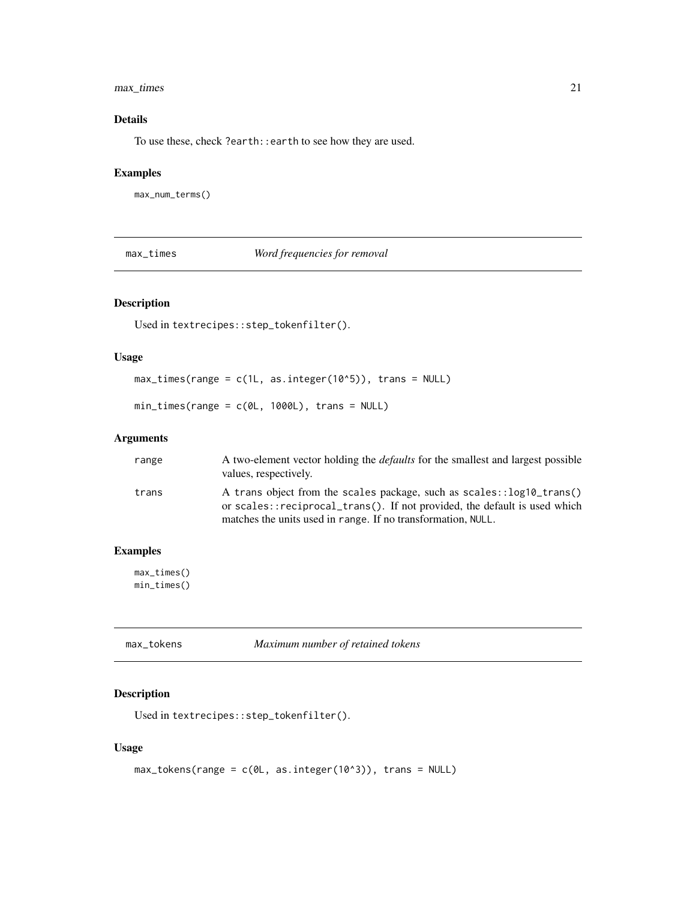### Details

To use these, check `?earth::earth` to see how they are used.

### Examples

```
max_num_terms()
```

## max_times — *Word frequencies for removal*

### Description

Used in `textrecipes::step_tokenfilter()`.

### Usage

```
max_times(range = c(1L, as.integer(10^5)), trans = NULL)

min_times(range = c(0L, 1000L), trans = NULL)
```

### Arguments

| | |
|---|---|
| range | A two-element vector holding the *defaults* for the smallest and largest possible values, respectively. |
| trans | A `trans` object from the `scales` package, such as `scales::log10_trans()` or `scales::reciprocal_trans()`. If not provided, the default is used which matches the units used in `range`. If no transformation, `NULL`. |

### Examples

```
max_times()
min_times()
```

## max_tokens — *Maximum number of retained tokens*

### Description

Used in `textrecipes::step_tokenfilter()`.

### Usage

```
max_tokens(range = c(0L, as.integer(10^3)), trans = NULL)
```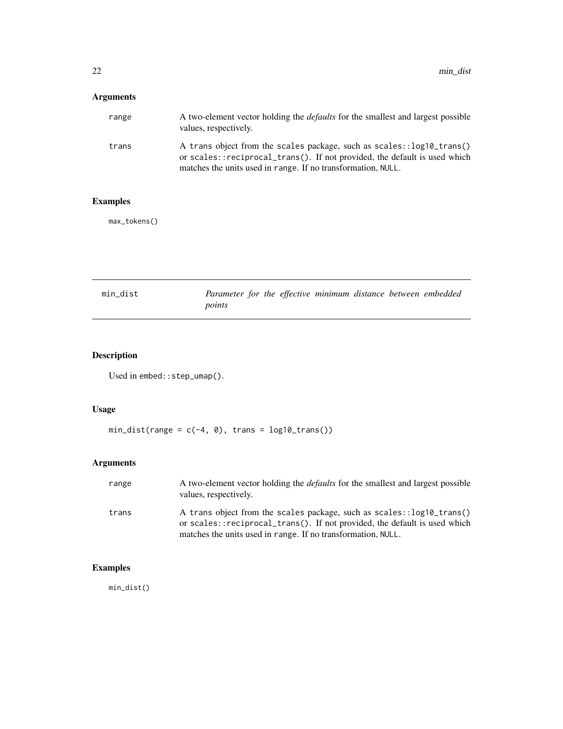## Arguments

| | |
|---|---|
| range | A two-element vector holding the *defaults* for the smallest and largest possible values, respectively. |
| trans | A trans object from the scales package, such as scales::log10_trans() or scales::reciprocal_trans(). If not provided, the default is used which matches the units used in range. If no transformation, NULL. |

## Examples

```
max_tokens()
```

---

# min_dist — *Parameter for the effective minimum distance between embedded points*

## Description

Used in embed::step_umap().

## Usage

```
min_dist(range = c(-4, 0), trans = log10_trans())
```

## Arguments

| | |
|---|---|
| range | A two-element vector holding the *defaults* for the smallest and largest possible values, respectively. |
| trans | A trans object from the scales package, such as scales::log10_trans() or scales::reciprocal_trans(). If not provided, the default is used which matches the units used in range. If no transformation, NULL. |

## Examples

```
min_dist()
```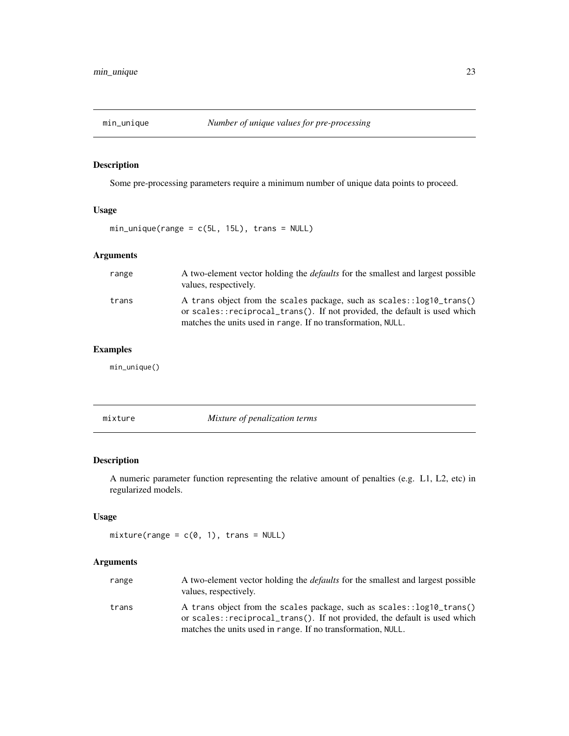## min_unique — *Number of unique values for pre-processing*

### Description

Some pre-processing parameters require a minimum number of unique data points to proceed.

### Usage

```
min_unique(range = c(5L, 15L), trans = NULL)
```

### Arguments

| | |
|---|---|
| range | A two-element vector holding the *defaults* for the smallest and largest possible values, respectively. |
| trans | A trans object from the scales package, such as scales::log10_trans() or scales::reciprocal_trans(). If not provided, the default is used which matches the units used in range. If no transformation, NULL. |

### Examples

```
min_unique()
```

## mixture — *Mixture of penalization terms*

### Description

A numeric parameter function representing the relative amount of penalties (e.g. L1, L2, etc) in regularized models.

### Usage

```
mixture(range = c(0, 1), trans = NULL)
```

### Arguments

| | |
|---|---|
| range | A two-element vector holding the *defaults* for the smallest and largest possible values, respectively. |
| trans | A trans object from the scales package, such as scales::log10_trans() or scales::reciprocal_trans(). If not provided, the default is used which matches the units used in range. If no transformation, NULL. |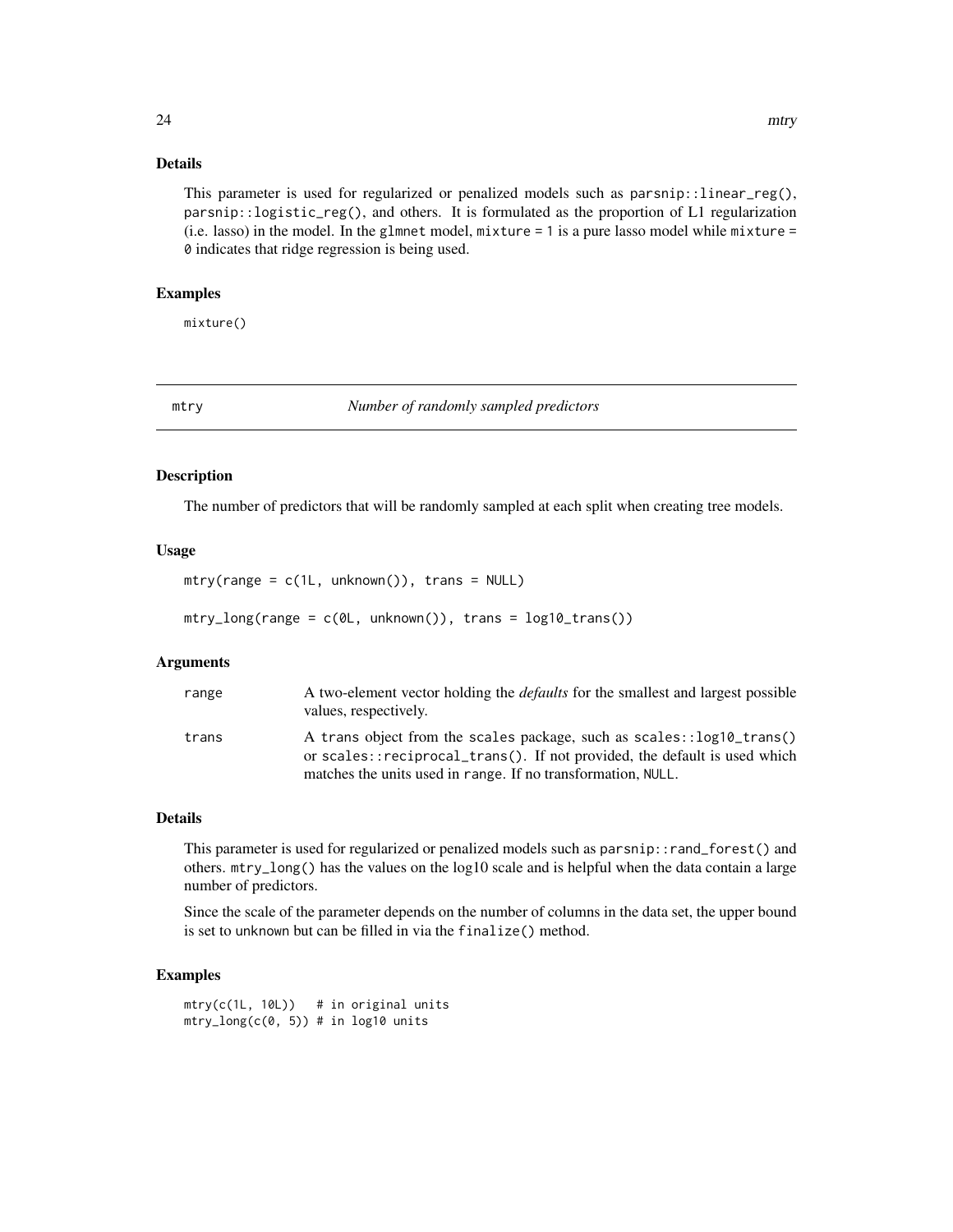## Details

This parameter is used for regularized or penalized models such as `parsnip::linear_reg()`, `parsnip::logistic_reg()`, and others. It is formulated as the proportion of L1 regularization (i.e. lasso) in the model. In the `glmnet` model, `mixture = 1` is a pure lasso model while `mixture = 0` indicates that ridge regression is being used.

## Examples

```
mixture()
```

---

# mtry — *Number of randomly sampled predictors*

## Description

The number of predictors that will be randomly sampled at each split when creating tree models.

## Usage

```
mtry(range = c(1L, unknown()), trans = NULL)

mtry_long(range = c(0L, unknown()), trans = log10_trans())
```

## Arguments

| | |
|---|---|
| `range` | A two-element vector holding the *defaults* for the smallest and largest possible values, respectively. |
| `trans` | A `trans` object from the `scales` package, such as `scales::log10_trans()` or `scales::reciprocal_trans()`. If not provided, the default is used which matches the units used in `range`. If no transformation, `NULL`. |

## Details

This parameter is used for regularized or penalized models such as `parsnip::rand_forest()` and others. `mtry_long()` has the values on the log10 scale and is helpful when the data contain a large number of predictors.

Since the scale of the parameter depends on the number of columns in the data set, the upper bound is set to `unknown` but can be filled in via the `finalize()` method.

## Examples

```
mtry(c(1L, 10L))   # in original units
mtry_long(c(0, 5)) # in log10 units
```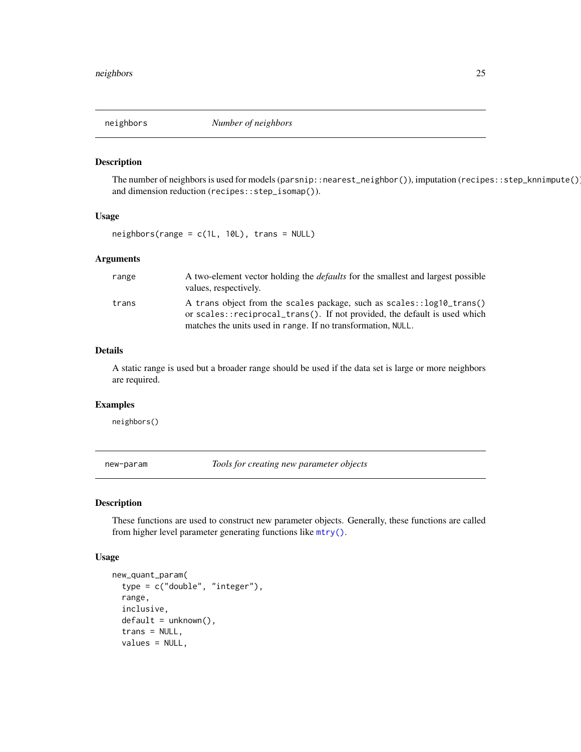## neighbors *Number of neighbors*

### Description

The number of neighbors is used for models (`parsnip::nearest_neighbor()`), imputation (`recipes::step_knnimpute()`) and dimension reduction (`recipes::step_isomap()`).

### Usage

```
neighbors(range = c(1L, 10L), trans = NULL)
```

### Arguments

| | |
|---|---|
| `range` | A two-element vector holding the *defaults* for the smallest and largest possible values, respectively. |
| `trans` | A `trans` object from the `scales` package, such as `scales::log10_trans()` or `scales::reciprocal_trans()`. If not provided, the default is used which matches the units used in `range`. If no transformation, `NULL`. |

### Details

A static range is used but a broader range should be used if the data set is large or more neighbors are required.

### Examples

```
neighbors()
```

## new-param *Tools for creating new parameter objects*

### Description

These functions are used to construct new parameter objects. Generally, these functions are called from higher level parameter generating functions like `mtry()`.

### Usage

```
new_quant_param(
  type = c("double", "integer"),
  range,
  inclusive,
  default = unknown(),
  trans = NULL,
  values = NULL,
```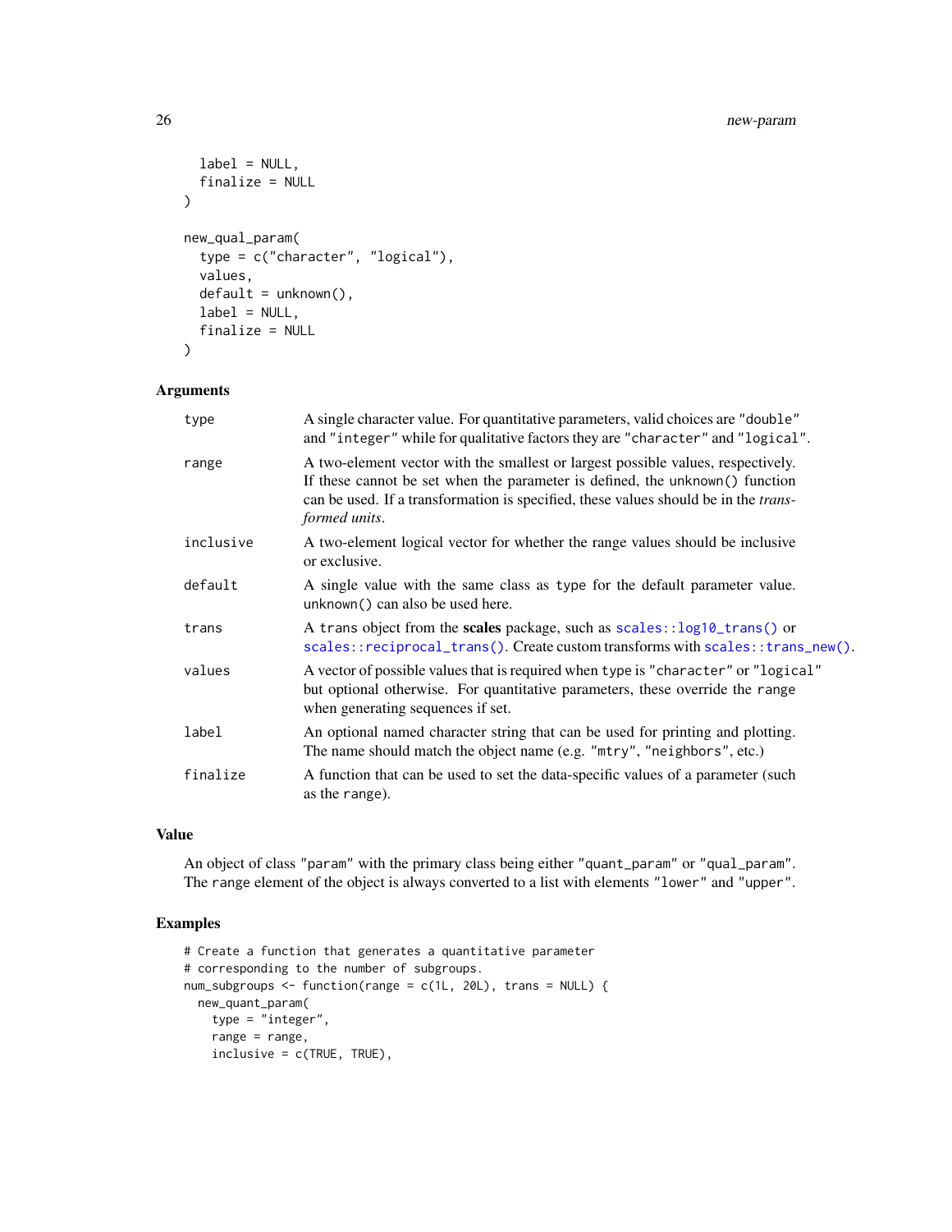```
  label = NULL,
  finalize = NULL
)

new_qual_param(
  type = c("character", "logical"),
  values,
  default = unknown(),
  label = NULL,
  finalize = NULL
)
```

## Arguments

| | |
|---|---|
| `type` | A single character value. For quantitative parameters, valid choices are `"double"` and `"integer"` while for qualitative factors they are `"character"` and `"logical"`. |
| `range` | A two-element vector with the smallest or largest possible values, respectively. If these cannot be set when the parameter is defined, the `unknown()` function can be used. If a transformation is specified, these values should be in the *transformed units*. |
| `inclusive` | A two-element logical vector for whether the range values should be inclusive or exclusive. |
| `default` | A single value with the same class as `type` for the default parameter value. `unknown()` can also be used here. |
| `trans` | A `trans` object from the **scales** package, such as `scales::log10_trans()` or `scales::reciprocal_trans()`. Create custom transforms with `scales::trans_new()`. |
| `values` | A vector of possible values that is required when `type` is `"character"` or `"logical"` but optional otherwise. For quantitative parameters, these override the `range` when generating sequences if set. |
| `label` | An optional named character string that can be used for printing and plotting. The name should match the object name (e.g. `"mtry"`, `"neighbors"`, etc.) |
| `finalize` | A function that can be used to set the data-specific values of a parameter (such as the `range`). |

## Value

An object of class `"param"` with the primary class being either `"quant_param"` or `"qual_param"`. The `range` element of the object is always converted to a list with elements `"lower"` and `"upper"`.

## Examples

```
# Create a function that generates a quantitative parameter
# corresponding to the number of subgroups.
num_subgroups <- function(range = c(1L, 20L), trans = NULL) {
  new_quant_param(
    type = "integer",
    range = range,
    inclusive = c(TRUE, TRUE),
```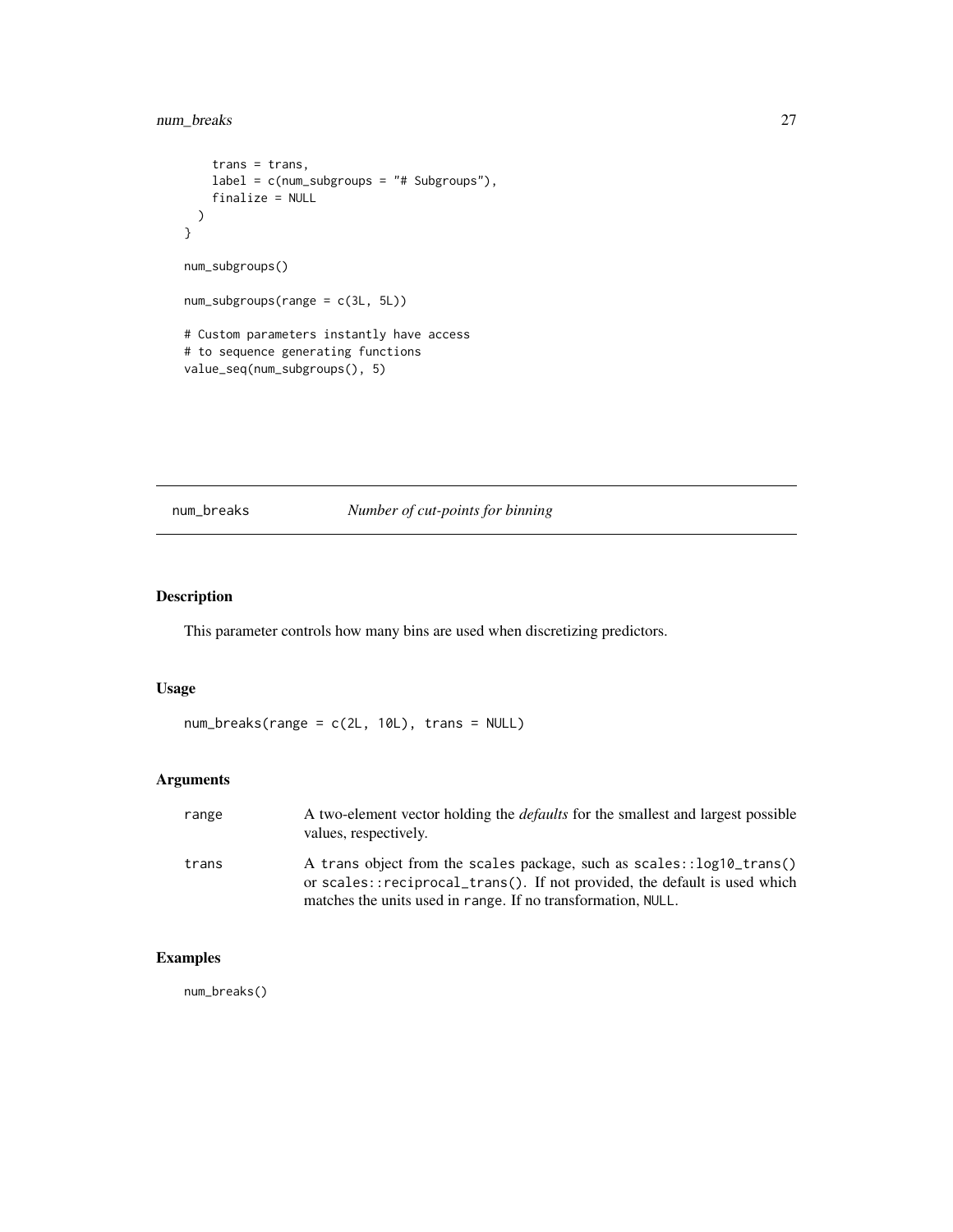```
    trans = trans,
    label = c(num_subgroups = "# Subgroups"),
    finalize = NULL
  )
}

num_subgroups()

num_subgroups(range = c(3L, 5L))

# Custom parameters instantly have access
# to sequence generating functions
value_seq(num_subgroups(), 5)
```

## num_breaks — *Number of cut-points for binning*

### Description

This parameter controls how many bins are used when discretizing predictors.

### Usage

```
num_breaks(range = c(2L, 10L), trans = NULL)
```

### Arguments

| | |
|---|---|
| range | A two-element vector holding the *defaults* for the smallest and largest possible values, respectively. |
| trans | A trans object from the scales package, such as `scales::log10_trans()` or `scales::reciprocal_trans()`. If not provided, the default is used which matches the units used in range. If no transformation, NULL. |

### Examples

```
num_breaks()
```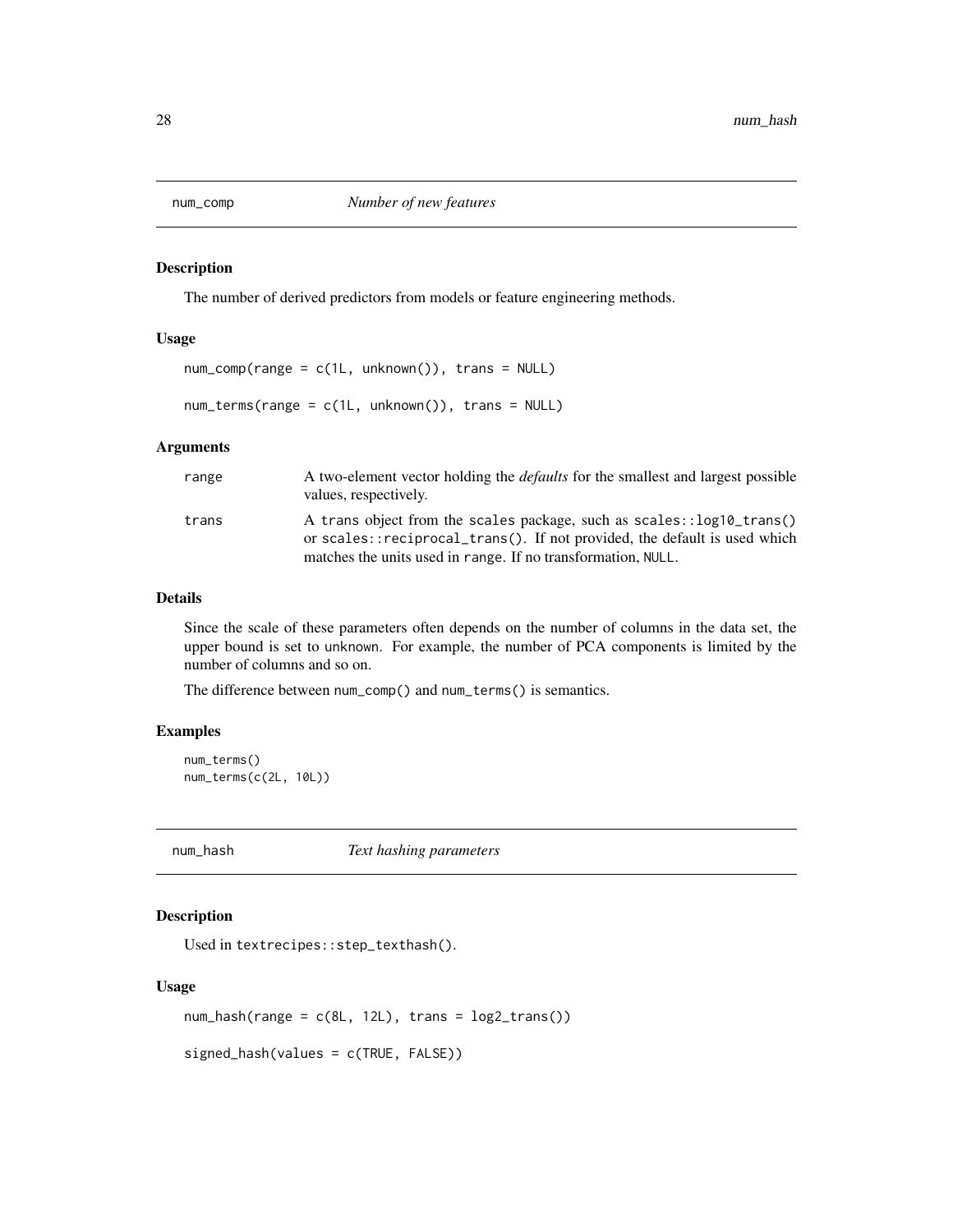## num_comp *Number of new features*

### Description

The number of derived predictors from models or feature engineering methods.

### Usage

```
num_comp(range = c(1L, unknown()), trans = NULL)

num_terms(range = c(1L, unknown()), trans = NULL)
```

### Arguments

| | |
|---|---|
| range | A two-element vector holding the *defaults* for the smallest and largest possible values, respectively. |
| trans | A trans object from the scales package, such as scales::log10_trans() or scales::reciprocal_trans(). If not provided, the default is used which matches the units used in range. If no transformation, NULL. |

### Details

Since the scale of these parameters often depends on the number of columns in the data set, the upper bound is set to unknown. For example, the number of PCA components is limited by the number of columns and so on.

The difference between num_comp() and num_terms() is semantics.

### Examples

```
num_terms()
num_terms(c(2L, 10L))
```

## num_hash *Text hashing parameters*

### Description

Used in textrecipes::step_texthash().

### Usage

```
num_hash(range = c(8L, 12L), trans = log2_trans())

signed_hash(values = c(TRUE, FALSE))
```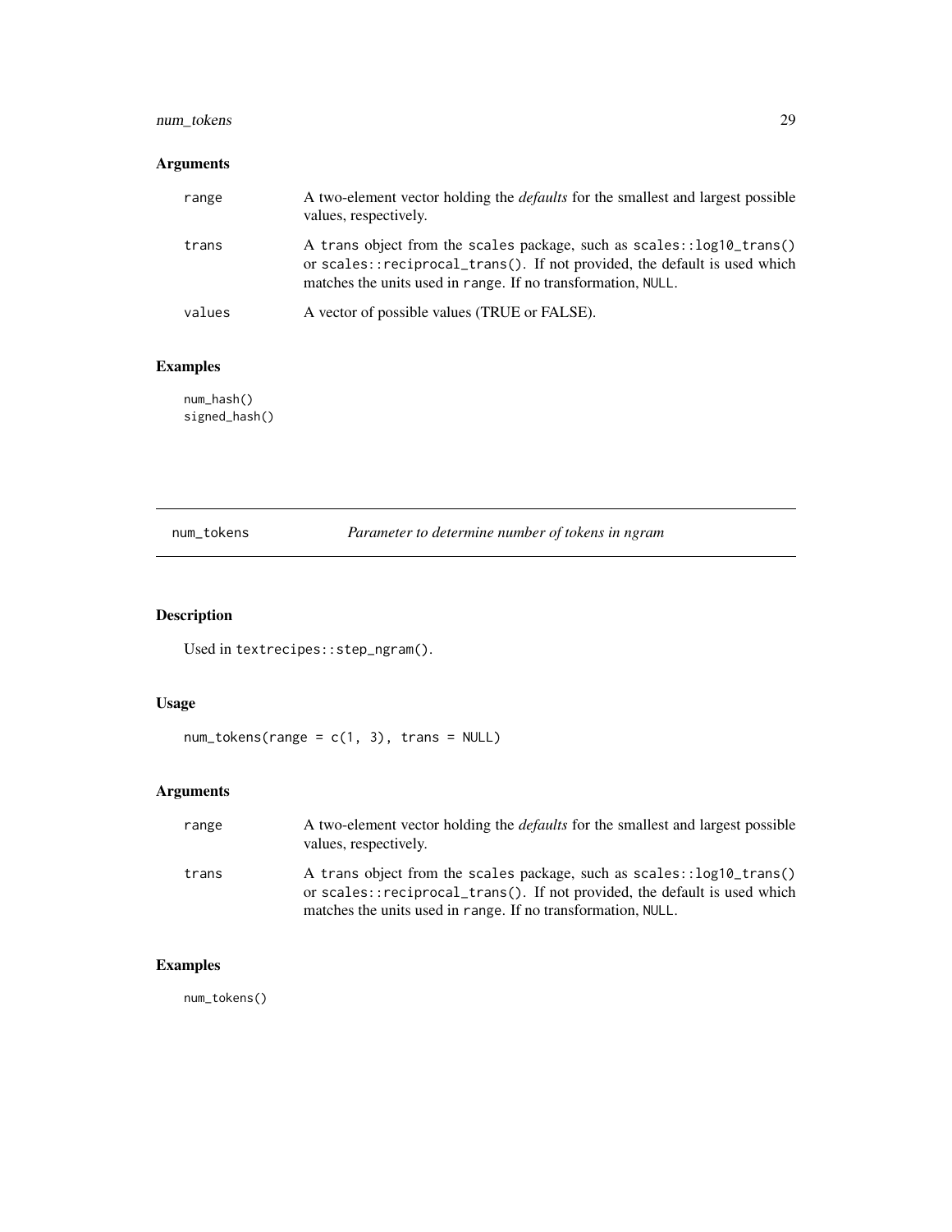### Arguments

- `range` — A two-element vector holding the *defaults* for the smallest and largest possible values, respectively.
- `trans` — A `trans` object from the `scales` package, such as `scales::log10_trans()` or `scales::reciprocal_trans()`. If not provided, the default is used which matches the units used in `range`. If no transformation, `NULL`.
- `values` — A vector of possible values (TRUE or FALSE).

### Examples

```
num_hash()
signed_hash()
```

---

## num_tokens — *Parameter to determine number of tokens in ngram*

### Description

Used in `textrecipes::step_ngram()`.

### Usage

```
num_tokens(range = c(1, 3), trans = NULL)
```

### Arguments

- `range` — A two-element vector holding the *defaults* for the smallest and largest possible values, respectively.
- `trans` — A `trans` object from the `scales` package, such as `scales::log10_trans()` or `scales::reciprocal_trans()`. If not provided, the default is used which matches the units used in `range`. If no transformation, `NULL`.

### Examples

```
num_tokens()
```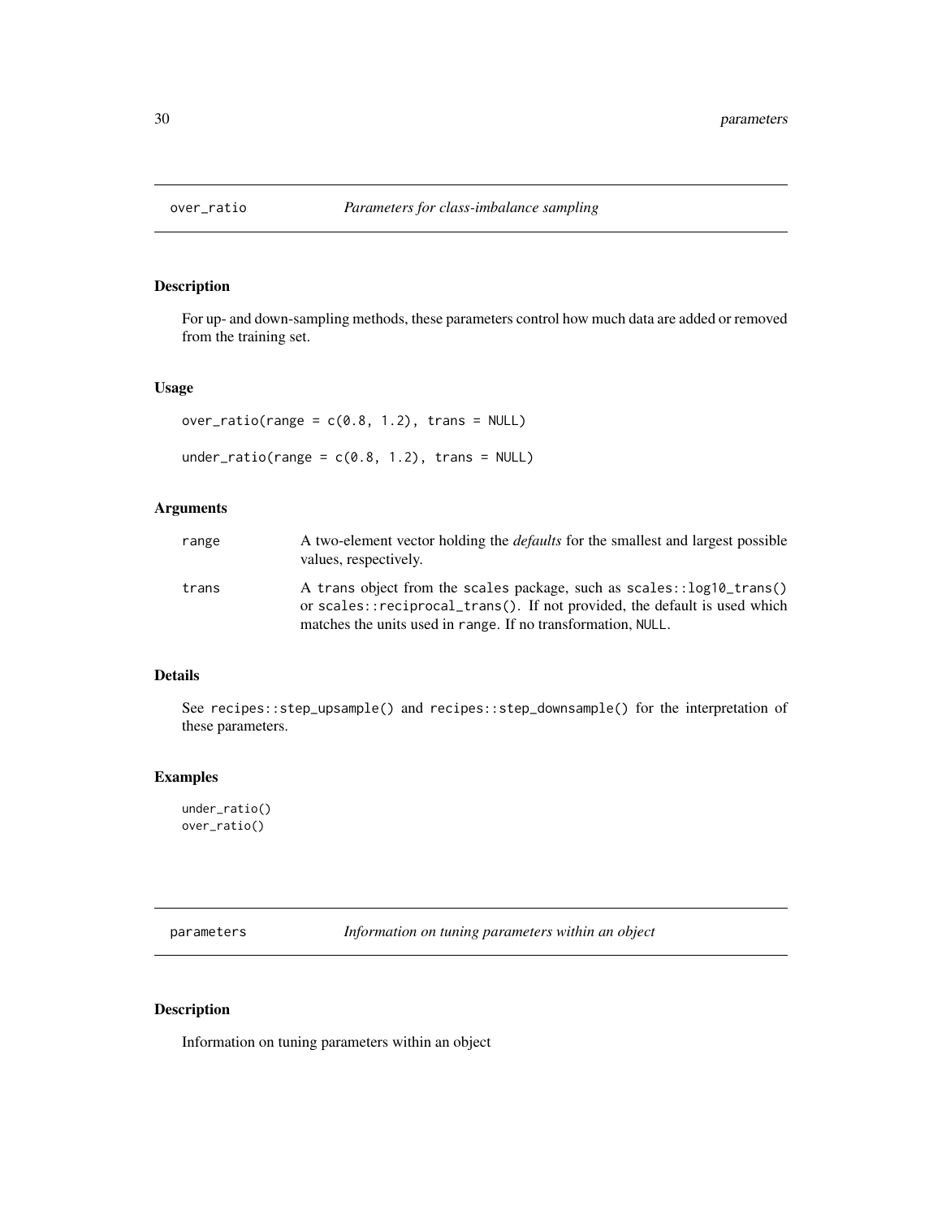## over_ratio — *Parameters for class-imbalance sampling*

### Description

For up- and down-sampling methods, these parameters control how much data are added or removed from the training set.

### Usage

```
over_ratio(range = c(0.8, 1.2), trans = NULL)

under_ratio(range = c(0.8, 1.2), trans = NULL)
```

### Arguments

| | |
|---|---|
| `range` | A two-element vector holding the *defaults* for the smallest and largest possible values, respectively. |
| `trans` | A `trans` object from the `scales` package, such as `scales::log10_trans()` or `scales::reciprocal_trans()`. If not provided, the default is used which matches the units used in `range`. If no transformation, `NULL`. |

### Details

See `recipes::step_upsample()` and `recipes::step_downsample()` for the interpretation of these parameters.

### Examples

```
under_ratio()
over_ratio()
```

## parameters — *Information on tuning parameters within an object*

### Description

Information on tuning parameters within an object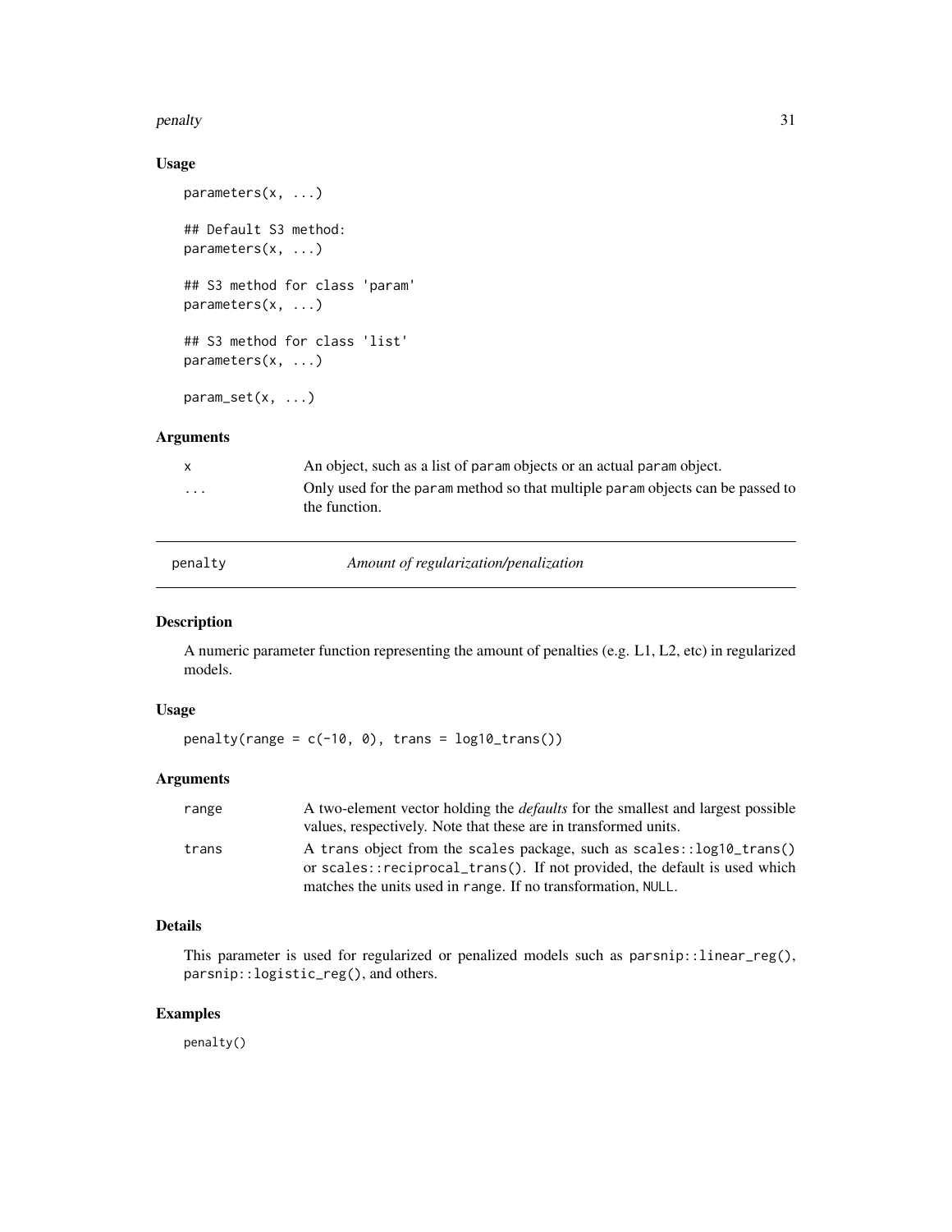### Usage

```
parameters(x, ...)

## Default S3 method:
parameters(x, ...)

## S3 method for class 'param'
parameters(x, ...)

## S3 method for class 'list'
parameters(x, ...)

param_set(x, ...)
```

### Arguments

| | |
|---|---|
| x | An object, such as a list of param objects or an actual param object. |
| ... | Only used for the param method so that multiple param objects can be passed to the function. |

---

## penalty *Amount of regularization/penalization*

### Description

A numeric parameter function representing the amount of penalties (e.g. L1, L2, etc) in regularized models.

### Usage

```
penalty(range = c(-10, 0), trans = log10_trans())
```

### Arguments

| | |
|---|---|
| range | A two-element vector holding the *defaults* for the smallest and largest possible values, respectively. Note that these are in transformed units. |
| trans | A trans object from the scales package, such as scales::log10_trans() or scales::reciprocal_trans(). If not provided, the default is used which matches the units used in range. If no transformation, NULL. |

### Details

This parameter is used for regularized or penalized models such as parsnip::linear_reg(), parsnip::logistic_reg(), and others.

### Examples

```
penalty()
```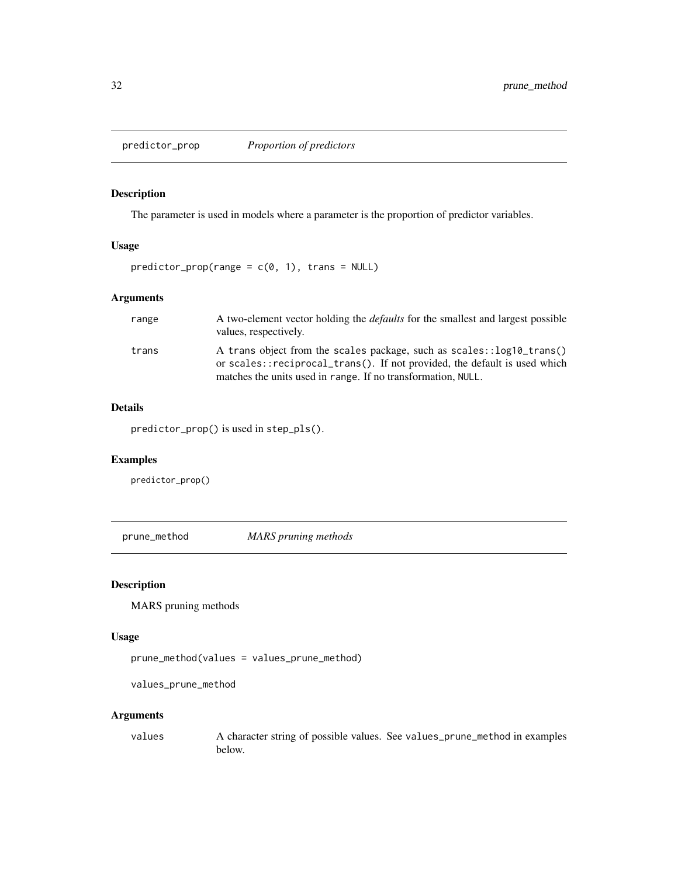## predictor_prop *Proportion of predictors*

### Description

The parameter is used in models where a parameter is the proportion of predictor variables.

### Usage

```
predictor_prop(range = c(0, 1), trans = NULL)
```

### Arguments

| | |
|---|---|
| range | A two-element vector holding the *defaults* for the smallest and largest possible values, respectively. |
| trans | A trans object from the scales package, such as scales::log10_trans() or scales::reciprocal_trans(). If not provided, the default is used which matches the units used in range. If no transformation, NULL. |

### Details

predictor_prop() is used in step_pls().

### Examples

```
predictor_prop()
```

## prune_method *MARS pruning methods*

### Description

MARS pruning methods

### Usage

```
prune_method(values = values_prune_method)

values_prune_method
```

### Arguments

| | |
|---|---|
| values | A character string of possible values. See values_prune_method in examples below. |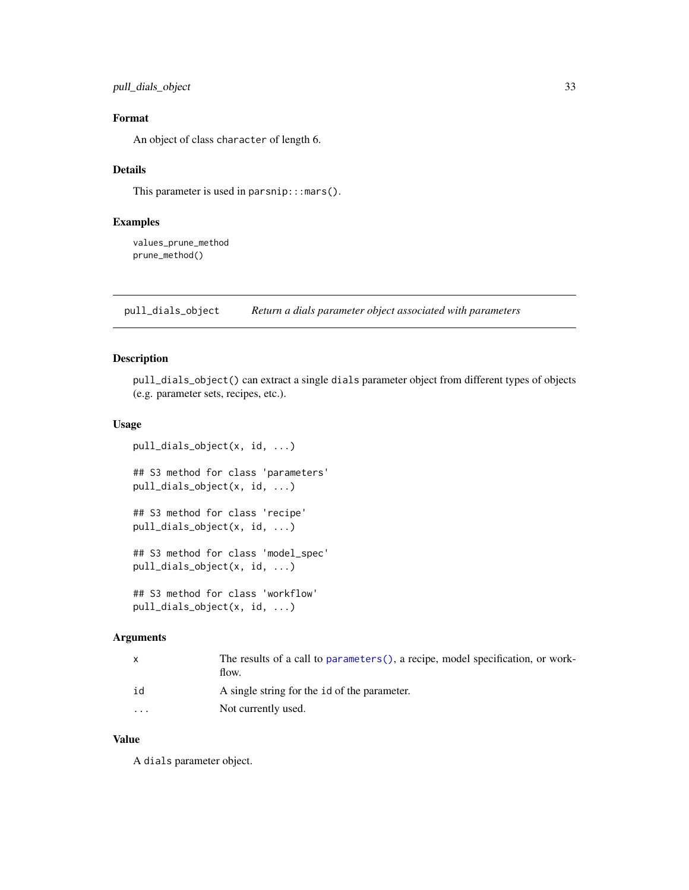### Format

An object of class `character` of length 6.

### Details

This parameter is used in `parsnip:::mars()`.

### Examples

```
values_prune_method
prune_method()
```

---

## pull_dials_object — *Return a dials parameter object associated with parameters*

### Description

`pull_dials_object()` can extract a single `dials` parameter object from different types of objects (e.g. parameter sets, recipes, etc.).

### Usage

```
pull_dials_object(x, id, ...)

## S3 method for class 'parameters'
pull_dials_object(x, id, ...)

## S3 method for class 'recipe'
pull_dials_object(x, id, ...)

## S3 method for class 'model_spec'
pull_dials_object(x, id, ...)

## S3 method for class 'workflow'
pull_dials_object(x, id, ...)
```

### Arguments

| | |
|---|---|
| `x` | The results of a call to `parameters()`, a recipe, model specification, or workflow. |
| `id` | A single string for the `id` of the parameter. |
| `...` | Not currently used. |

### Value

A `dials` parameter object.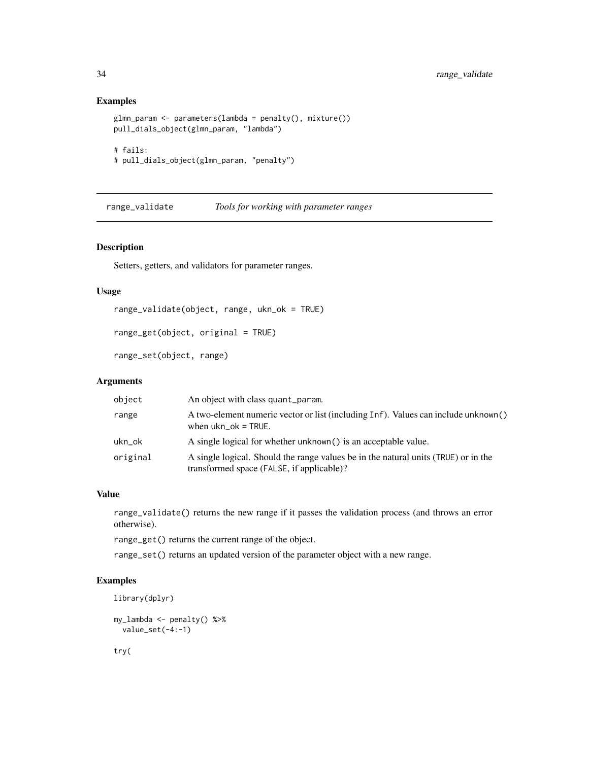## Examples

```
glmn_param <- parameters(lambda = penalty(), mixture())
pull_dials_object(glmn_param, "lambda")

# fails:
# pull_dials_object(glmn_param, "penalty")
```

---

## range_validate — *Tools for working with parameter ranges*

### Description

Setters, getters, and validators for parameter ranges.

### Usage

```
range_validate(object, range, ukn_ok = TRUE)

range_get(object, original = TRUE)

range_set(object, range)
```

### Arguments

| | |
|---|---|
| object | An object with class quant_param. |
| range | A two-element numeric vector or list (including Inf). Values can include unknown() when ukn_ok = TRUE. |
| ukn_ok | A single logical for whether unknown() is an acceptable value. |
| original | A single logical. Should the range values be in the natural units (TRUE) or in the transformed space (FALSE, if applicable)? |

### Value

range_validate() returns the new range if it passes the validation process (and throws an error otherwise).

range_get() returns the current range of the object.

range_set() returns an updated version of the parameter object with a new range.

### Examples

```
library(dplyr)

my_lambda <- penalty() %>%
  value_set(-4:-1)

try(
```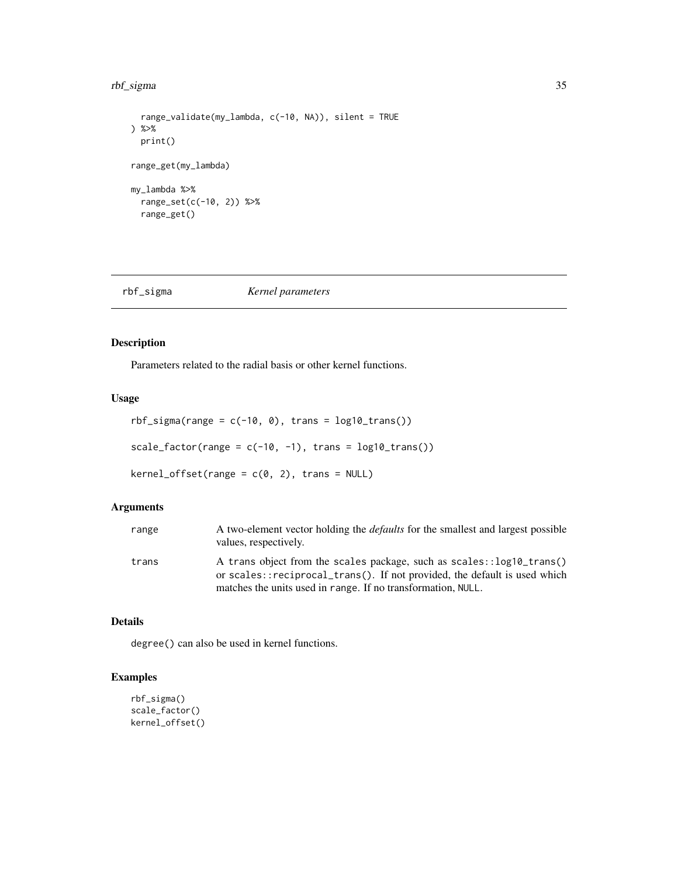```
  range_validate(my_lambda, c(-10, NA)), silent = TRUE
) %>%
  print()

range_get(my_lambda)

my_lambda %>%
  range_set(c(-10, 2)) %>%
  range_get()
```

## rbf_sigma — *Kernel parameters*

### Description

Parameters related to the radial basis or other kernel functions.

### Usage

```
rbf_sigma(range = c(-10, 0), trans = log10_trans())

scale_factor(range = c(-10, -1), trans = log10_trans())

kernel_offset(range = c(0, 2), trans = NULL)
```

### Arguments

| | |
|---|---|
| range | A two-element vector holding the *defaults* for the smallest and largest possible values, respectively. |
| trans | A trans object from the scales package, such as scales::log10_trans() or scales::reciprocal_trans(). If not provided, the default is used which matches the units used in range. If no transformation, NULL. |

### Details

degree() can also be used in kernel functions.

### Examples

```
rbf_sigma()
scale_factor()
kernel_offset()
```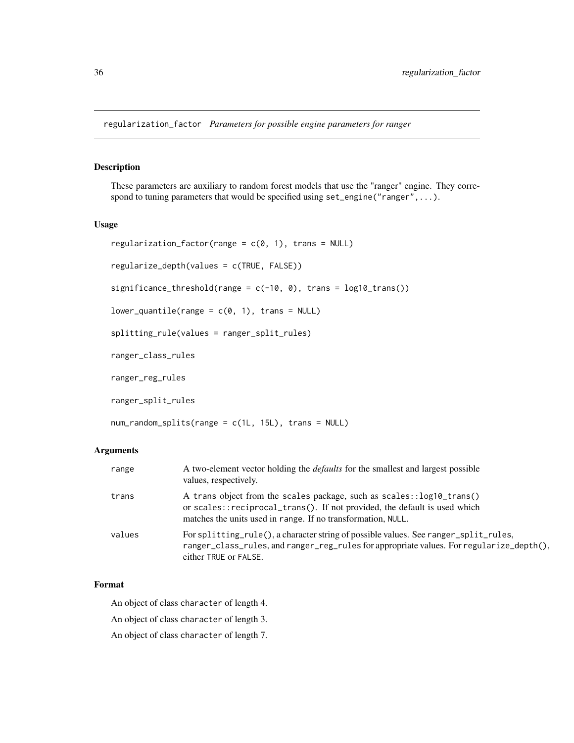## regularization_factor *Parameters for possible engine parameters for ranger*

### Description

These parameters are auxiliary to random forest models that use the "ranger" engine. They correspond to tuning parameters that would be specified using `set_engine("ranger",...)`.

### Usage

```
regularization_factor(range = c(0, 1), trans = NULL)

regularize_depth(values = c(TRUE, FALSE))

significance_threshold(range = c(-10, 0), trans = log10_trans())

lower_quantile(range = c(0, 1), trans = NULL)

splitting_rule(values = ranger_split_rules)

ranger_class_rules

ranger_reg_rules

ranger_split_rules

num_random_splits(range = c(1L, 15L), trans = NULL)
```

### Arguments

| | |
|---|---|
| range | A two-element vector holding the *defaults* for the smallest and largest possible values, respectively. |
| trans | A trans object from the scales package, such as `scales::log10_trans()` or `scales::reciprocal_trans()`. If not provided, the default is used which matches the units used in range. If no transformation, `NULL`. |
| values | For `splitting_rule()`, a character string of possible values. See `ranger_split_rules`, `ranger_class_rules`, and `ranger_reg_rules` for appropriate values. For `regularize_depth()`, either `TRUE` or `FALSE`. |

### Format

An object of class `character` of length 4.

An object of class `character` of length 3.

An object of class `character` of length 7.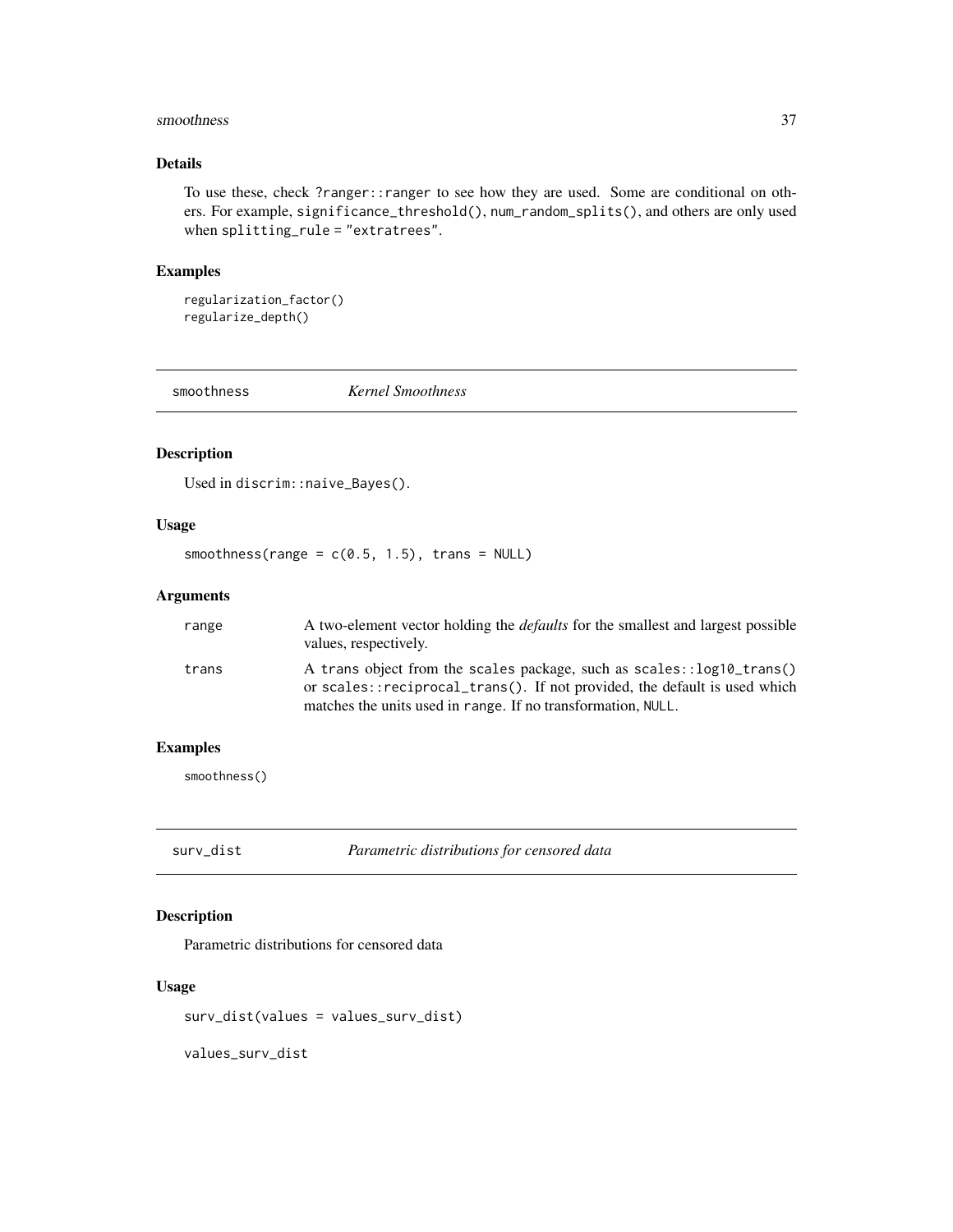### Details

To use these, check ?ranger::ranger to see how they are used. Some are conditional on others. For example, significance_threshold(), num_random_splits(), and others are only used when splitting_rule = "extratrees".

### Examples

```
regularization_factor()
regularize_depth()
```

## smoothness *Kernel Smoothness*

### Description

Used in discrim::naive_Bayes().

### Usage

```
smoothness(range = c(0.5, 1.5), trans = NULL)
```

### Arguments

| | |
|---|---|
| range | A two-element vector holding the *defaults* for the smallest and largest possible values, respectively. |
| trans | A trans object from the scales package, such as scales::log10_trans() or scales::reciprocal_trans(). If not provided, the default is used which matches the units used in range. If no transformation, NULL. |

### Examples

```
smoothness()
```

## surv_dist *Parametric distributions for censored data*

### Description

Parametric distributions for censored data

### Usage

```
surv_dist(values = values_surv_dist)

values_surv_dist
```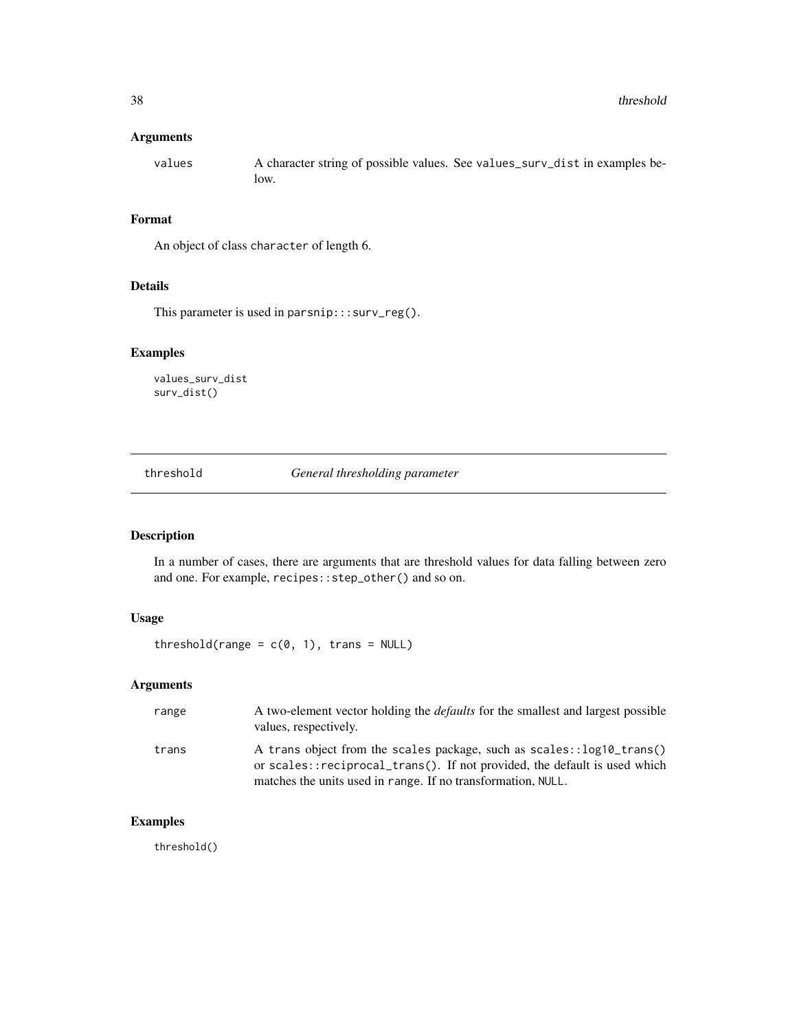### Arguments

values — A character string of possible values. See `values_surv_dist` in examples below.

### Format

An object of class `character` of length 6.

### Details

This parameter is used in `parsnip:::surv_reg()`.

### Examples

```
values_surv_dist
surv_dist()
```

---

## threshold — *General thresholding parameter*

### Description

In a number of cases, there are arguments that are threshold values for data falling between zero and one. For example, `recipes::step_other()` and so on.

### Usage

```
threshold(range = c(0, 1), trans = NULL)
```

### Arguments

range — A two-element vector holding the *defaults* for the smallest and largest possible values, respectively.

trans — A `trans` object from the `scales` package, such as `scales::log10_trans()` or `scales::reciprocal_trans()`. If not provided, the default is used which matches the units used in `range`. If no transformation, `NULL`.

### Examples

```
threshold()
```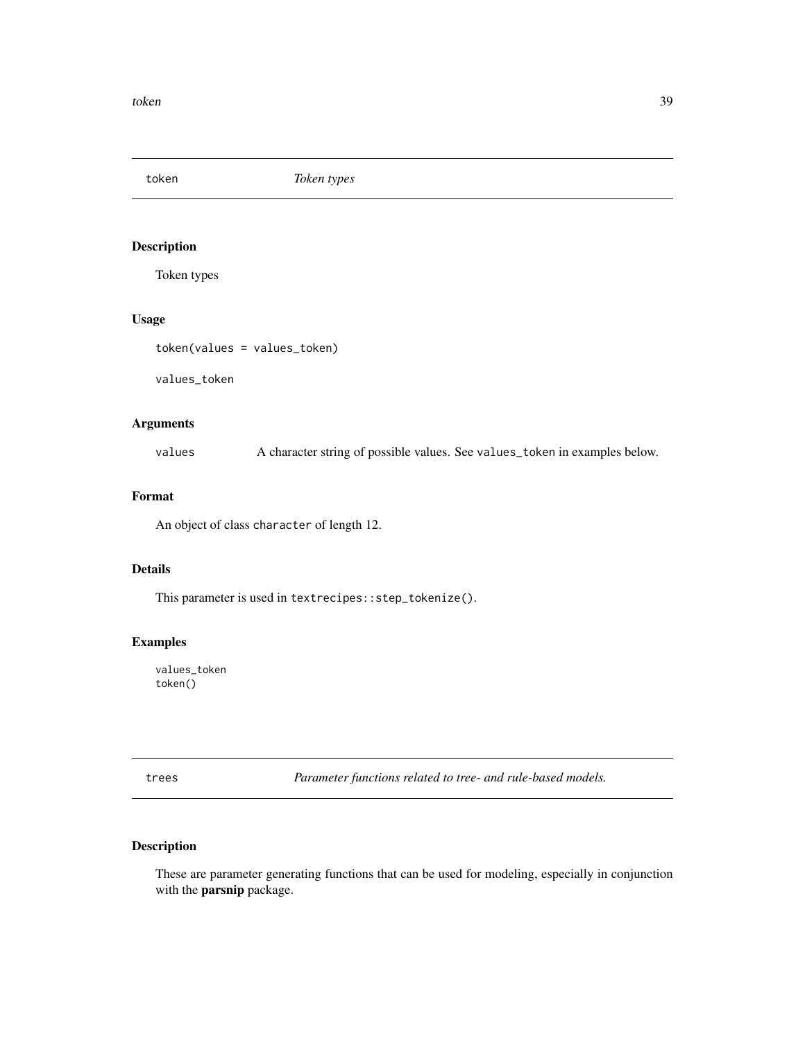## token — *Token types*

### Description

Token types

### Usage

```
token(values = values_token)

values_token
```

### Arguments

| | |
|---|---|
| values | A character string of possible values. See `values_token` in examples below. |

### Format

An object of class `character` of length 12.

### Details

This parameter is used in `textrecipes::step_tokenize()`.

### Examples

```
values_token
token()
```

## trees — *Parameter functions related to tree- and rule-based models.*

### Description

These are parameter generating functions that can be used for modeling, especially in conjunction with the **parsnip** package.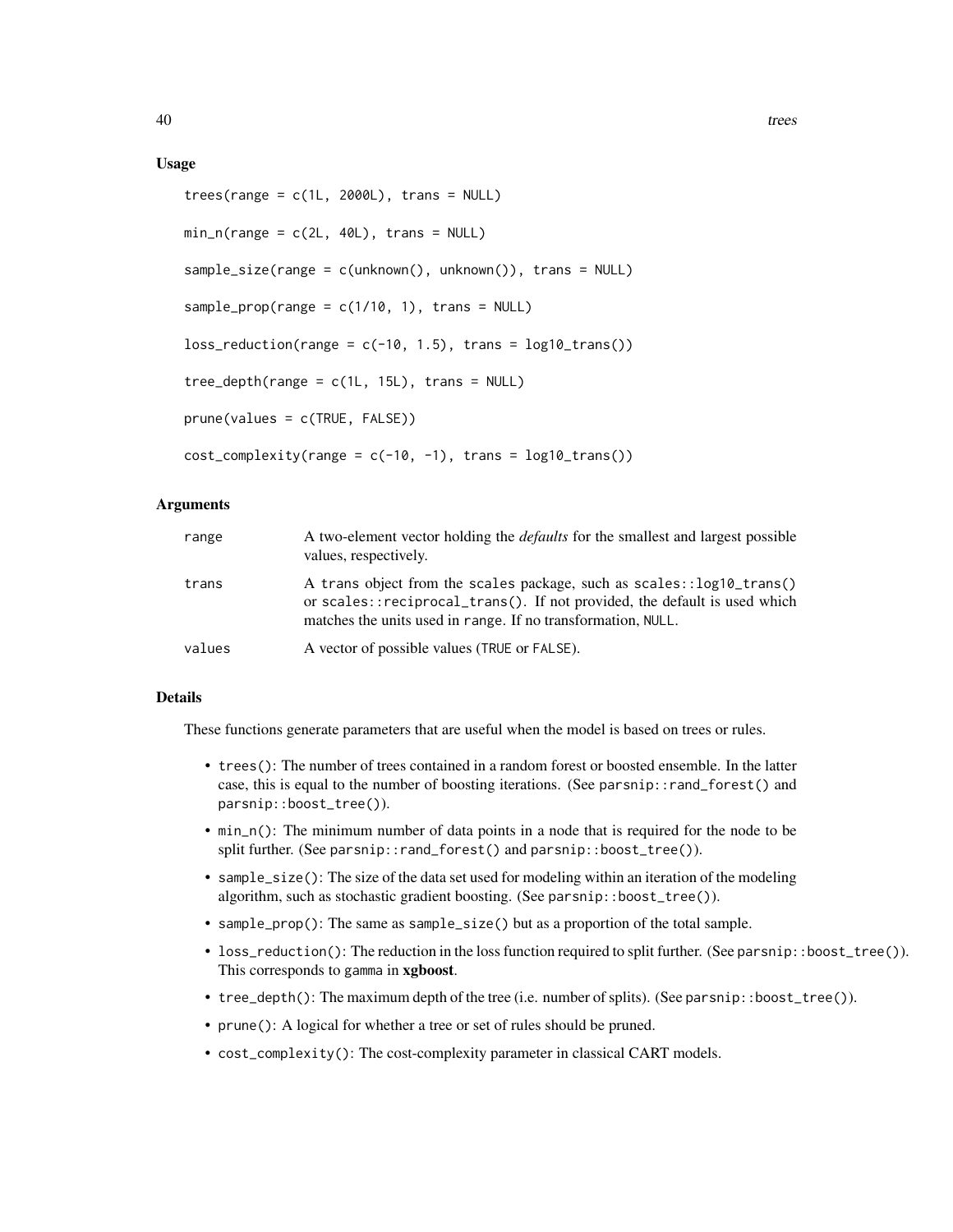## Usage

```
trees(range = c(1L, 2000L), trans = NULL)

min_n(range = c(2L, 40L), trans = NULL)

sample_size(range = c(unknown(), unknown()), trans = NULL)

sample_prop(range = c(1/10, 1), trans = NULL)

loss_reduction(range = c(-10, 1.5), trans = log10_trans())

tree_depth(range = c(1L, 15L), trans = NULL)

prune(values = c(TRUE, FALSE))

cost_complexity(range = c(-10, -1), trans = log10_trans())
```

## Arguments

| | |
|---|---|
| `range` | A two-element vector holding the *defaults* for the smallest and largest possible values, respectively. |
| `trans` | A `trans` object from the `scales` package, such as `scales::log10_trans()` or `scales::reciprocal_trans()`. If not provided, the default is used which matches the units used in `range`. If no transformation, `NULL`. |
| `values` | A vector of possible values (`TRUE` or `FALSE`). |

## Details

These functions generate parameters that are useful when the model is based on trees or rules.

- `trees()`: The number of trees contained in a random forest or boosted ensemble. In the latter case, this is equal to the number of boosting iterations. (See `parsnip::rand_forest()` and `parsnip::boost_tree()`).
- `min_n()`: The minimum number of data points in a node that is required for the node to be split further. (See `parsnip::rand_forest()` and `parsnip::boost_tree()`).
- `sample_size()`: The size of the data set used for modeling within an iteration of the modeling algorithm, such as stochastic gradient boosting. (See `parsnip::boost_tree()`).
- `sample_prop()`: The same as `sample_size()` but as a proportion of the total sample.
- `loss_reduction()`: The reduction in the loss function required to split further. (See `parsnip::boost_tree()`). This corresponds to `gamma` in **xgboost**.
- `tree_depth()`: The maximum depth of the tree (i.e. number of splits). (See `parsnip::boost_tree()`).
- `prune()`: A logical for whether a tree or set of rules should be pruned.
- `cost_complexity()`: The cost-complexity parameter in classical CART models.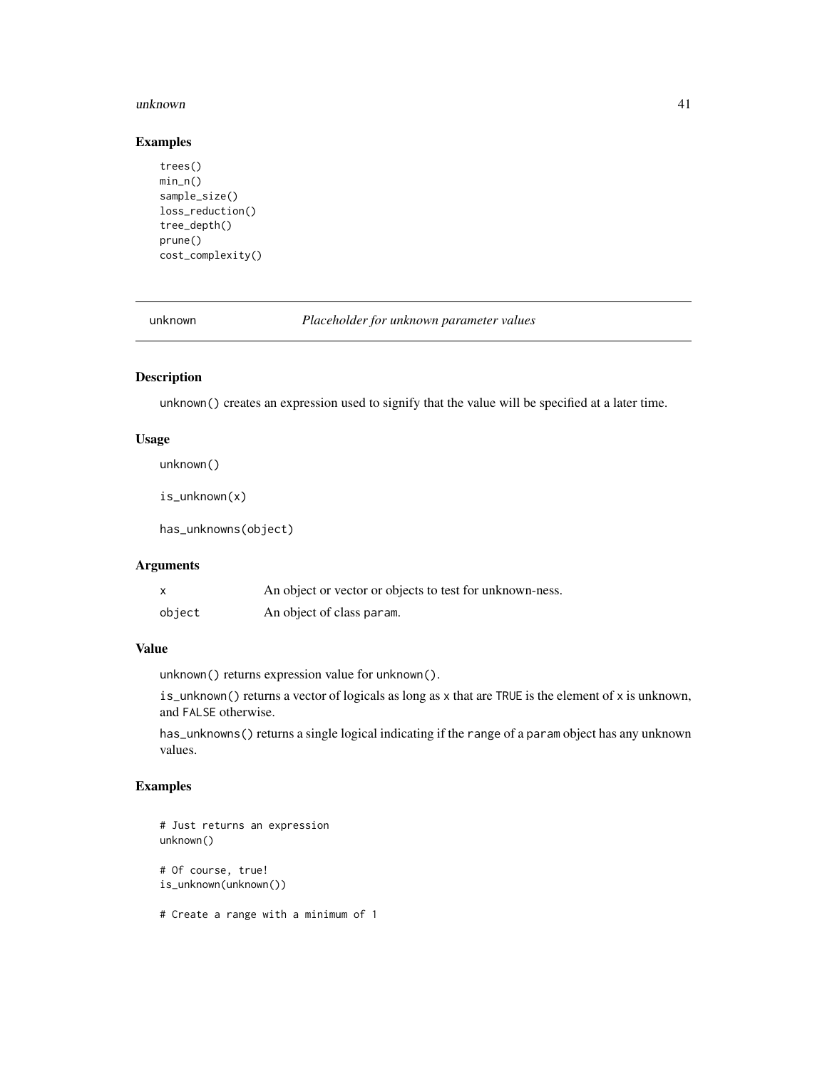## Examples

```
trees()
min_n()
sample_size()
loss_reduction()
tree_depth()
prune()
cost_complexity()
```

---

# unknown *Placeholder for unknown parameter values*

## Description

`unknown()` creates an expression used to signify that the value will be specified at a later time.

## Usage

```
unknown()

is_unknown(x)

has_unknowns(object)
```

## Arguments

| | |
|---|---|
| x | An object or vector or objects to test for unknown-ness. |
| object | An object of class `param`. |

## Value

`unknown()` returns expression value for `unknown()`.

`is_unknown()` returns a vector of logicals as long as `x` that are `TRUE` is the element of `x` is unknown, and `FALSE` otherwise.

`has_unknowns()` returns a single logical indicating if the `range` of a `param` object has any unknown values.

## Examples

```
# Just returns an expression
unknown()

# Of course, true!
is_unknown(unknown())

# Create a range with a minimum of 1
```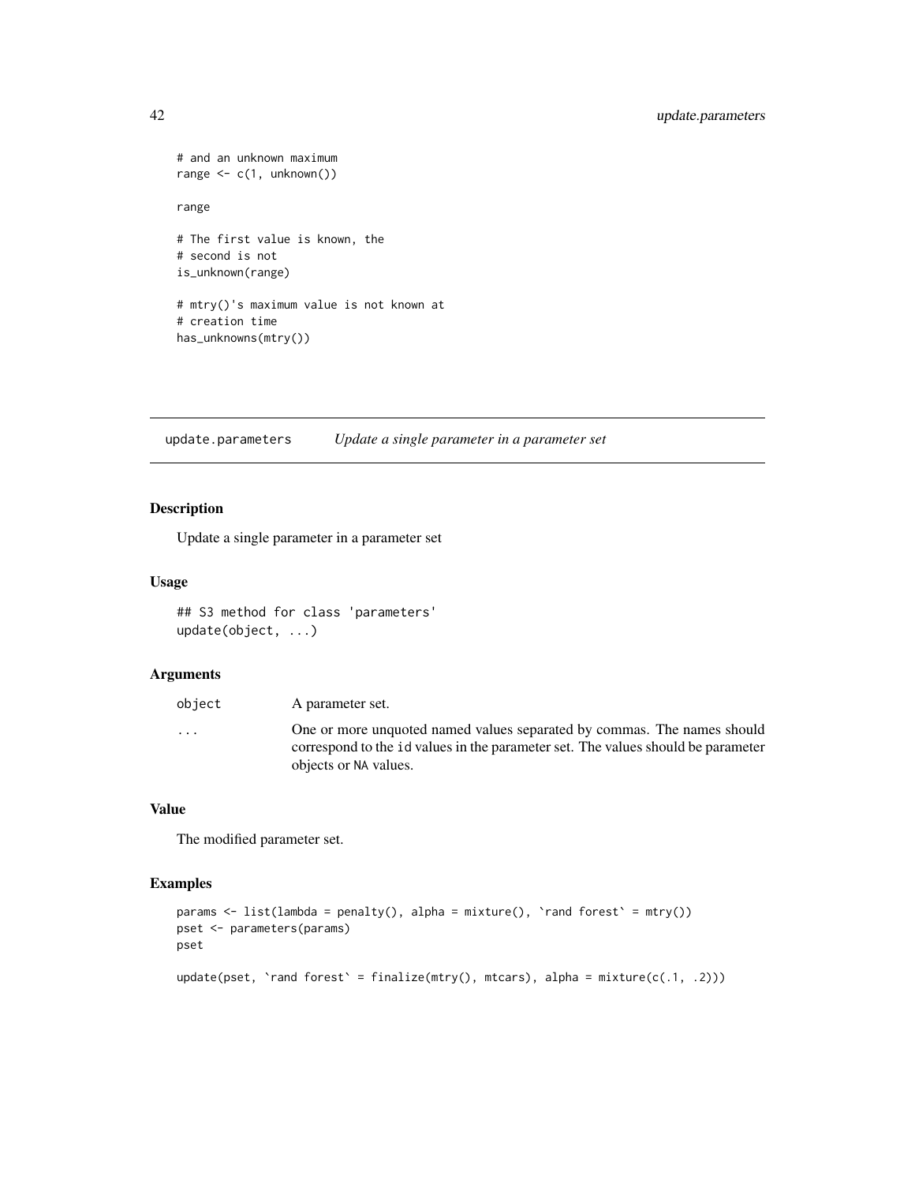```
# and an unknown maximum
range <- c(1, unknown())

range

# The first value is known, the
# second is not
is_unknown(range)

# mtry()'s maximum value is not known at
# creation time
has_unknowns(mtry())
```

## update.parameters *Update a single parameter in a parameter set*

### Description

Update a single parameter in a parameter set

### Usage

```
## S3 method for class 'parameters'
update(object, ...)
```

### Arguments

| | |
|---|---|
| `object` | A parameter set. |
| `...` | One or more unquoted named values separated by commas. The names should correspond to the `id` values in the parameter set. The values should be parameter objects or `NA` values. |

### Value

The modified parameter set.

### Examples

```
params <- list(lambda = penalty(), alpha = mixture(), `rand forest` = mtry())
pset <- parameters(params)
pset

update(pset, `rand forest` = finalize(mtry(), mtcars), alpha = mixture(c(.1, .2)))
```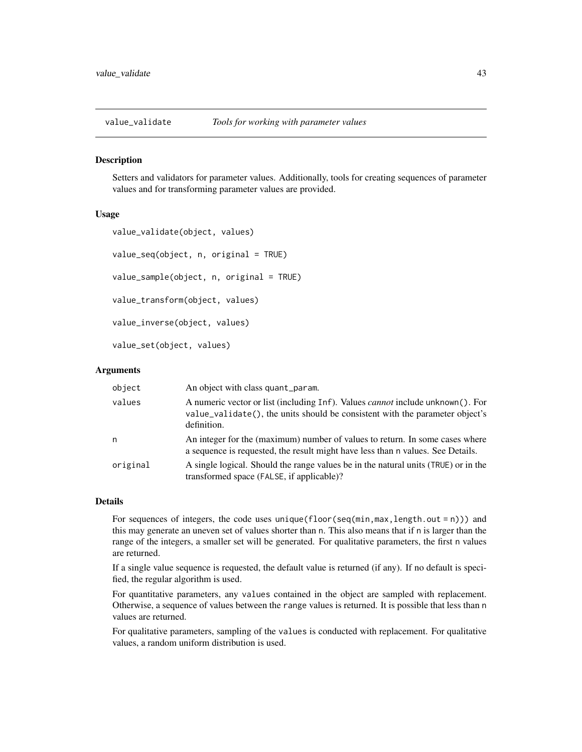## value_validate *Tools for working with parameter values*

### Description

Setters and validators for parameter values. Additionally, tools for creating sequences of parameter values and for transforming parameter values are provided.

### Usage

```
value_validate(object, values)

value_seq(object, n, original = TRUE)

value_sample(object, n, original = TRUE)

value_transform(object, values)

value_inverse(object, values)

value_set(object, values)
```

### Arguments

| | |
|---|---|
| object | An object with class quant_param. |
| values | A numeric vector or list (including Inf). Values *cannot* include unknown(). For value_validate(), the units should be consistent with the parameter object's definition. |
| n | An integer for the (maximum) number of values to return. In some cases where a sequence is requested, the result might have less than n values. See Details. |
| original | A single logical. Should the range values be in the natural units (TRUE) or in the transformed space (FALSE, if applicable)? |

### Details

For sequences of integers, the code uses unique(floor(seq(min,max,length.out = n))) and this may generate an uneven set of values shorter than n. This also means that if n is larger than the range of the integers, a smaller set will be generated. For qualitative parameters, the first n values are returned.

If a single value sequence is requested, the default value is returned (if any). If no default is specified, the regular algorithm is used.

For quantitative parameters, any values contained in the object are sampled with replacement. Otherwise, a sequence of values between the range values is returned. It is possible that less than n values are returned.

For qualitative parameters, sampling of the values is conducted with replacement. For qualitative values, a random uniform distribution is used.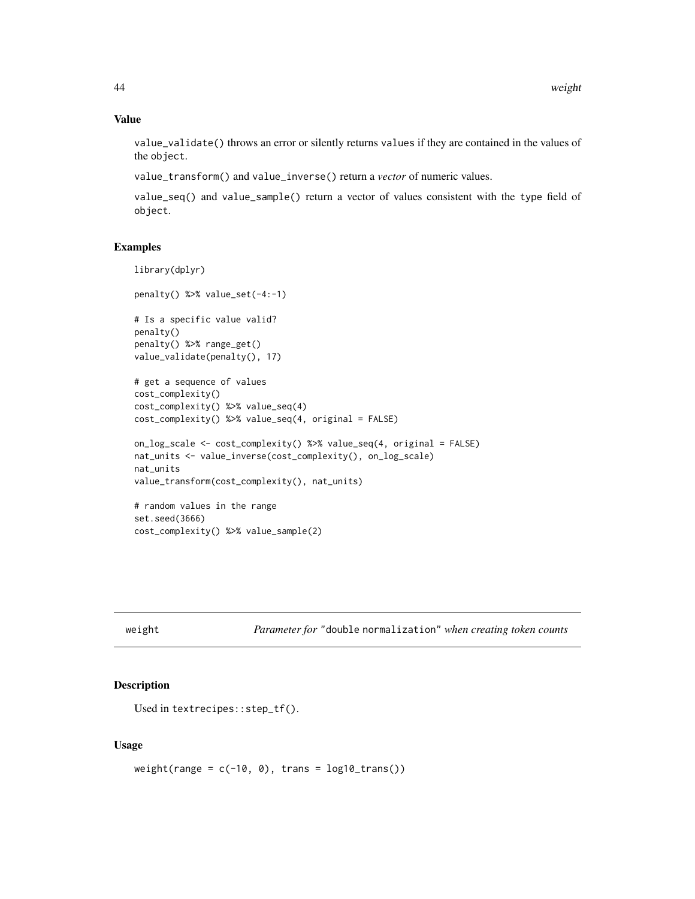## Value

`value_validate()` throws an error or silently returns `values` if they are contained in the values of the `object`.

`value_transform()` and `value_inverse()` return a *vector* of numeric values.

`value_seq()` and `value_sample()` return a vector of values consistent with the `type` field of `object`.

## Examples

```
library(dplyr)

penalty() %>% value_set(-4:-1)

# Is a specific value valid?
penalty()
penalty() %>% range_get()
value_validate(penalty(), 17)

# get a sequence of values
cost_complexity()
cost_complexity() %>% value_seq(4)
cost_complexity() %>% value_seq(4, original = FALSE)

on_log_scale <- cost_complexity() %>% value_seq(4, original = FALSE)
nat_units <- value_inverse(cost_complexity(), on_log_scale)
nat_units
value_transform(cost_complexity(), nat_units)

# random values in the range
set.seed(3666)
cost_complexity() %>% value_sample(2)
```

---

# weight — *Parameter for* "double normalization" *when creating token counts*

## Description

Used in `textrecipes::step_tf()`.

## Usage

```
weight(range = c(-10, 0), trans = log10_trans())
```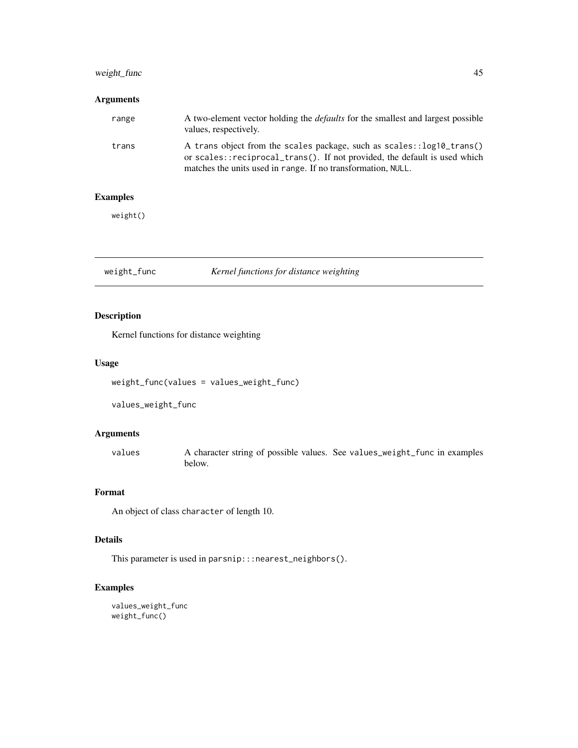### Arguments

range
: A two-element vector holding the *defaults* for the smallest and largest possible values, respectively.

trans
: A trans object from the scales package, such as `scales::log10_trans()` or `scales::reciprocal_trans()`. If not provided, the default is used which matches the units used in range. If no transformation, `NULL`.

### Examples

```
weight()
```

---

## weight_func — *Kernel functions for distance weighting*

---

### Description

Kernel functions for distance weighting

### Usage

```
weight_func(values = values_weight_func)

values_weight_func
```

### Arguments

values
: A character string of possible values. See `values_weight_func` in examples below.

### Format

An object of class `character` of length 10.

### Details

This parameter is used in `parsnip:::nearest_neighbors()`.

### Examples

```
values_weight_func
weight_func()
```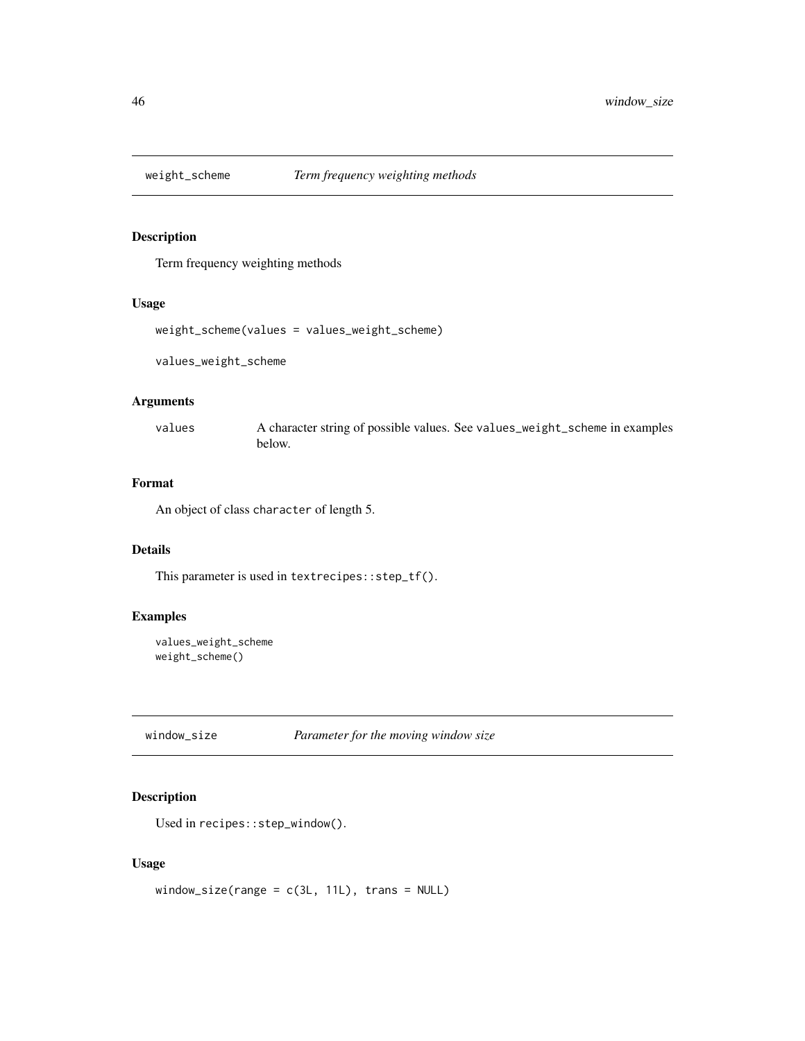## weight_scheme *Term frequency weighting methods*

### Description

Term frequency weighting methods

### Usage

```
weight_scheme(values = values_weight_scheme)

values_weight_scheme
```

### Arguments

| | |
|---|---|
| values | A character string of possible values. See values_weight_scheme in examples below. |

### Format

An object of class character of length 5.

### Details

This parameter is used in textrecipes::step_tf().

### Examples

```
values_weight_scheme
weight_scheme()
```

## window_size *Parameter for the moving window size*

### Description

Used in recipes::step_window().

### Usage

```
window_size(range = c(3L, 11L), trans = NULL)
```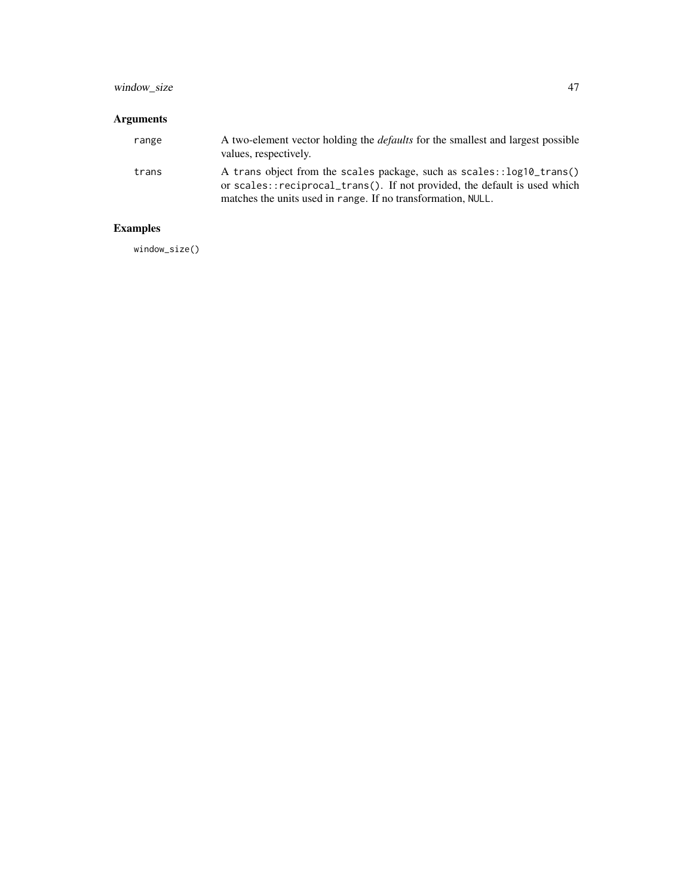## Arguments

| | |
|---|---|
| `range` | A two-element vector holding the *defaults* for the smallest and largest possible values, respectively. |
| `trans` | A `trans` object from the `scales` package, such as `scales::log10_trans()` or `scales::reciprocal_trans()`. If not provided, the default is used which matches the units used in `range`. If no transformation, `NULL`. |

## Examples

```
window_size()
```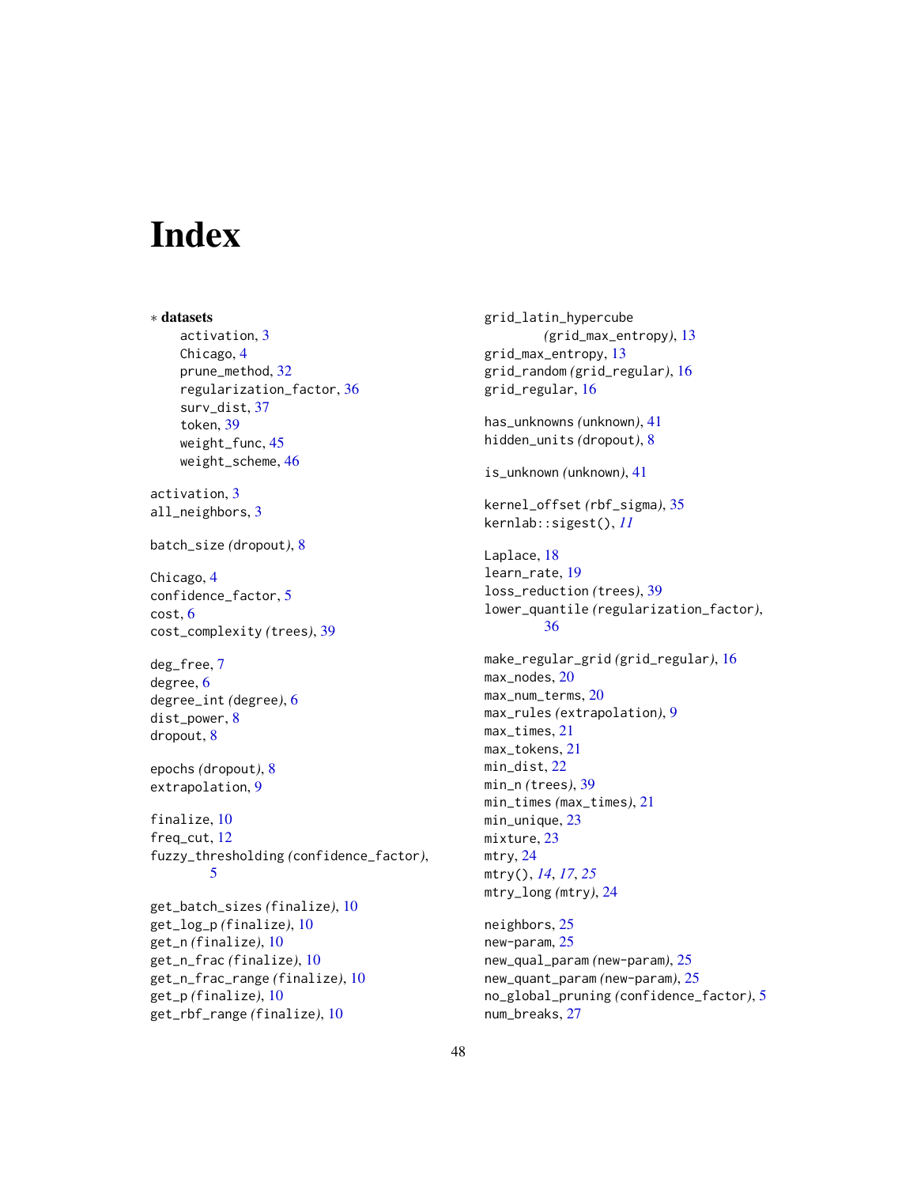# Index

∗ **datasets**
- activation, 3
- Chicago, 4
- prune_method, 32
- regularization_factor, 36
- surv_dist, 37
- token, 39
- weight_func, 45
- weight_scheme, 46

activation, 3
all_neighbors, 3

batch_size (dropout), 8

Chicago, 4
confidence_factor, 5
cost, 6
cost_complexity (trees), 39

deg_free, 7
degree, 6
degree_int (degree), 6
dist_power, 8
dropout, 8

epochs (dropout), 8
extrapolation, 9

finalize, 10
freq_cut, 12
fuzzy_thresholding (confidence_factor), 5

get_batch_sizes (finalize), 10
get_log_p (finalize), 10
get_n (finalize), 10
get_n_frac (finalize), 10
get_n_frac_range (finalize), 10
get_p (finalize), 10
get_rbf_range (finalize), 10

grid_latin_hypercube (grid_max_entropy), 13
grid_max_entropy, 13
grid_random (grid_regular), 16
grid_regular, 16

has_unknowns (unknown), 41
hidden_units (dropout), 8

is_unknown (unknown), 41

kernel_offset (rbf_sigma), 35
kernlab::sigest(), *11*

Laplace, 18
learn_rate, 19
loss_reduction (trees), 39
lower_quantile (regularization_factor), 36

make_regular_grid (grid_regular), 16
max_nodes, 20
max_num_terms, 20
max_rules (extrapolation), 9
max_times, 21
max_tokens, 21
min_dist, 22
min_n (trees), 39
min_times (max_times), 21
min_unique, 23
mixture, 23
mtry, 24
mtry(), *14*, *17*, *25*
mtry_long (mtry), 24

neighbors, 25
new-param, 25
new_qual_param (new-param), 25
new_quant_param (new-param), 25
no_global_pruning (confidence_factor), 5
num_breaks, 27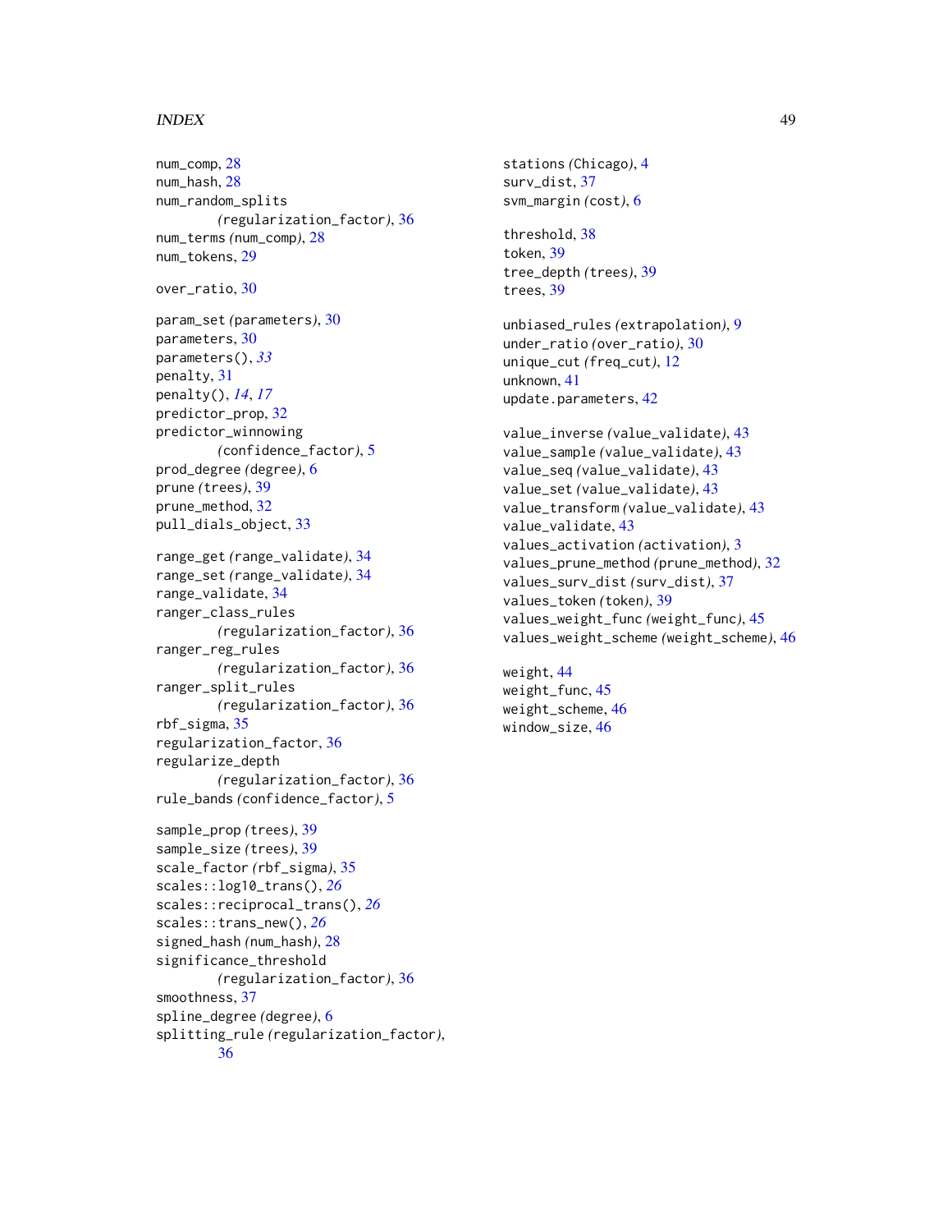num_comp, 28
num_hash, 28
num_random_splits
        *(regularization_factor)*, 36
num_terms *(num_comp)*, 28
num_tokens, 29

over_ratio, 30

param_set *(parameters)*, 30
parameters, 30
parameters(), *33*
penalty, 31
penalty(), *14*, *17*
predictor_prop, 32
predictor_winnowing
        *(confidence_factor)*, 5
prod_degree *(degree)*, 6
prune *(trees)*, 39
prune_method, 32
pull_dials_object, 33

range_get *(range_validate)*, 34
range_set *(range_validate)*, 34
range_validate, 34
ranger_class_rules
        *(regularization_factor)*, 36
ranger_reg_rules
        *(regularization_factor)*, 36
ranger_split_rules
        *(regularization_factor)*, 36
rbf_sigma, 35
regularization_factor, 36
regularize_depth
        *(regularization_factor)*, 36
rule_bands *(confidence_factor)*, 5

sample_prop *(trees)*, 39
sample_size *(trees)*, 39
scale_factor *(rbf_sigma)*, 35
scales::log10_trans(), *26*
scales::reciprocal_trans(), *26*
scales::trans_new(), *26*
signed_hash *(num_hash)*, 28
significance_threshold
        *(regularization_factor)*, 36
smoothness, 37
spline_degree *(degree)*, 6
splitting_rule *(regularization_factor)*,
        36
stations *(Chicago)*, 4
surv_dist, 37
svm_margin *(cost)*, 6

threshold, 38
token, 39
tree_depth *(trees)*, 39
trees, 39

unbiased_rules *(extrapolation)*, 9
under_ratio *(over_ratio)*, 30
unique_cut *(freq_cut)*, 12
unknown, 41
update.parameters, 42

value_inverse *(value_validate)*, 43
value_sample *(value_validate)*, 43
value_seq *(value_validate)*, 43
value_set *(value_validate)*, 43
value_transform *(value_validate)*, 43
value_validate, 43
values_activation *(activation)*, 3
values_prune_method *(prune_method)*, 32
values_surv_dist *(surv_dist)*, 37
values_token *(token)*, 39
values_weight_func *(weight_func)*, 45
values_weight_scheme *(weight_scheme)*, 46

weight, 44
weight_func, 45
weight_scheme, 46
window_size, 46